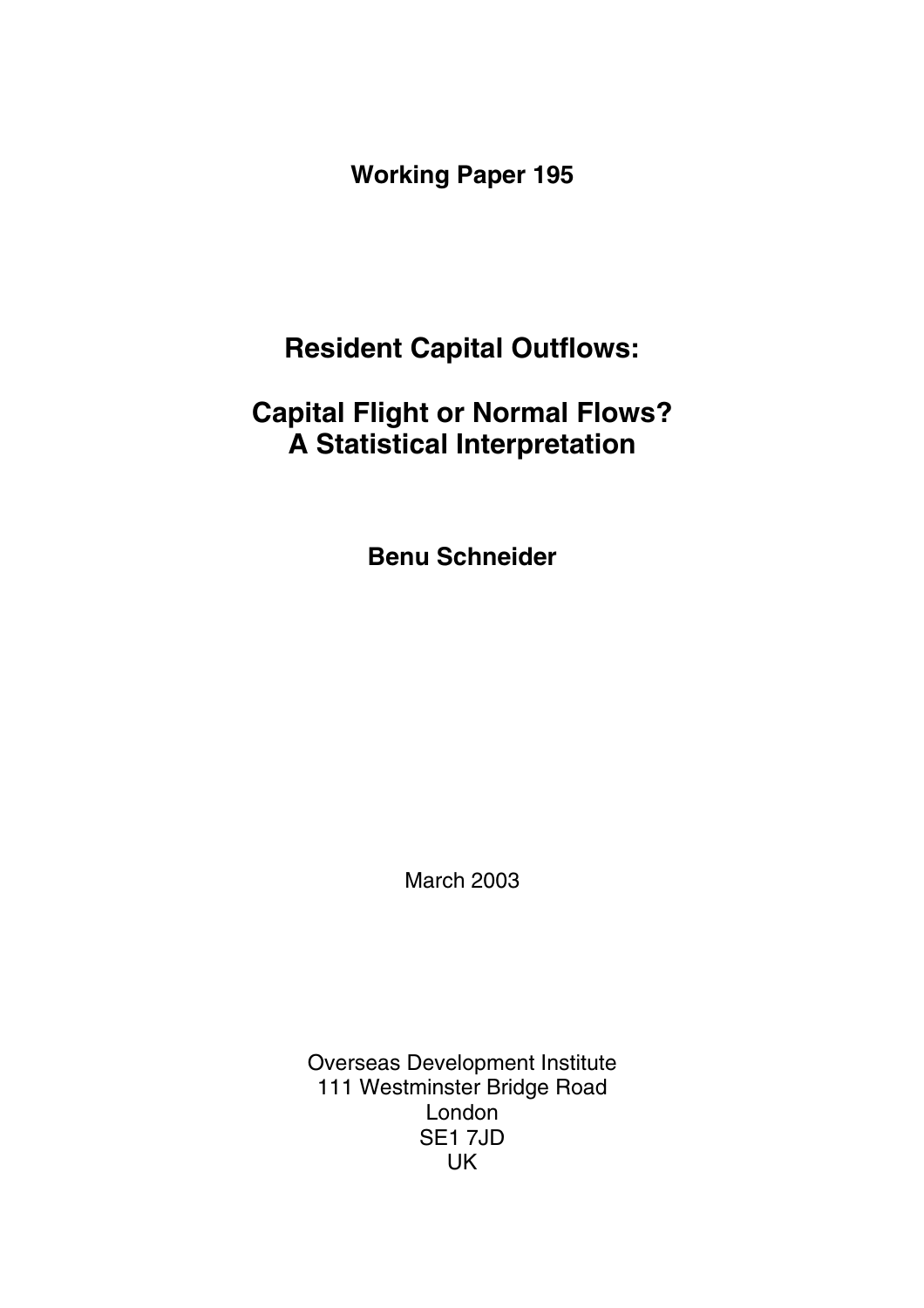**Working Paper 195**

# Resident Capital Outflows:

# Capital Flight or Normal Flows? A Statistical Interpretation

**Benu Schneider**

March 2003

Overseas Development Institute
111 Westminster Bridge Road
London
SE1 7JD
UK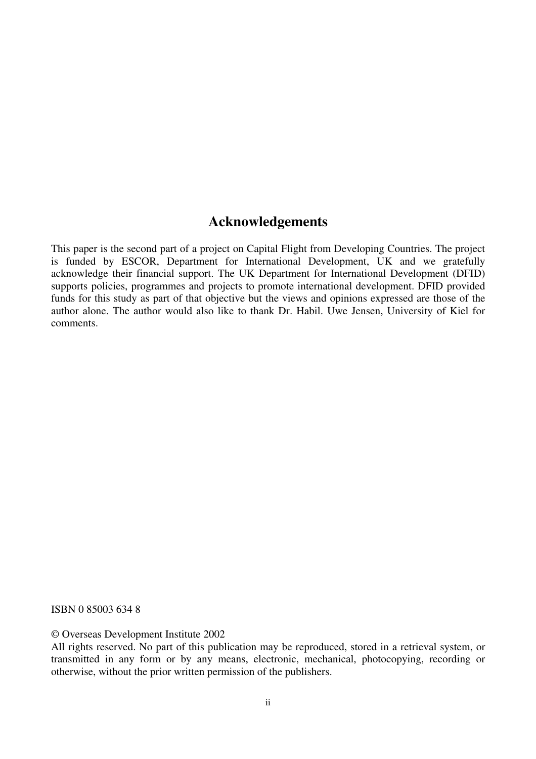## Acknowledgements

This paper is the second part of a project on Capital Flight from Developing Countries. The project is funded by ESCOR, Department for International Development, UK and we gratefully acknowledge their financial support. The UK Department for International Development (DFID) supports policies, programmes and projects to promote international development. DFID provided funds for this study as part of that objective but the views and opinions expressed are those of the author alone. The author would also like to thank Dr. Habil. Uwe Jensen, University of Kiel for comments.

ISBN 0 85003 634 8

© Overseas Development Institute 2002
All rights reserved. No part of this publication may be reproduced, stored in a retrieval system, or transmitted in any form or by any means, electronic, mechanical, photocopying, recording or otherwise, without the prior written permission of the publishers.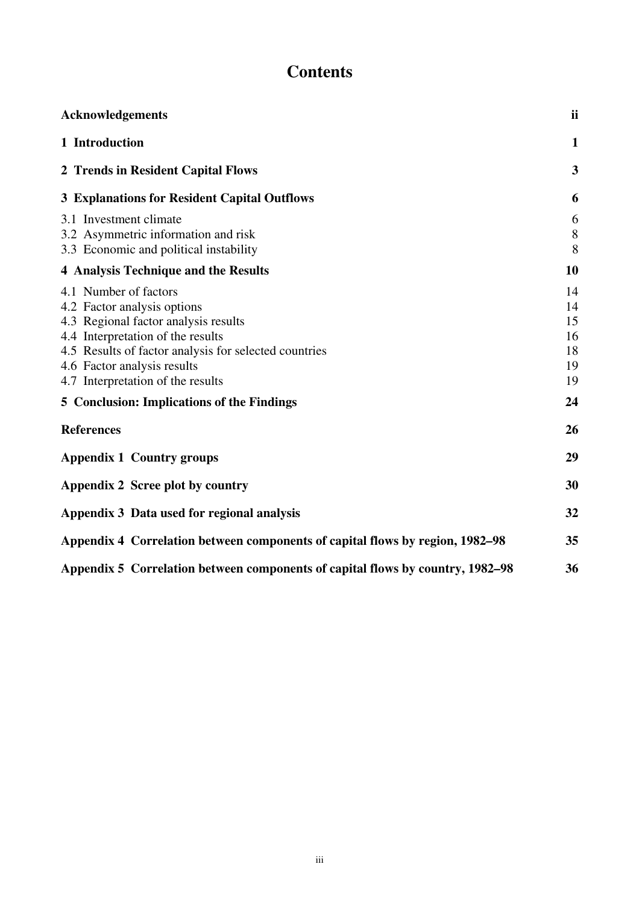# Contents

| | |
|---|---|
| **Acknowledgements** | **ii** |
| **1 Introduction** | **1** |
| **2 Trends in Resident Capital Flows** | **3** |
| **3 Explanations for Resident Capital Outflows** | **6** |
| 3.1 Investment climate | 6 |
| 3.2 Asymmetric information and risk | 8 |
| 3.3 Economic and political instability | 8 |
| **4 Analysis Technique and the Results** | **10** |
| 4.1 Number of factors | 14 |
| 4.2 Factor analysis options | 14 |
| 4.3 Regional factor analysis results | 15 |
| 4.4 Interpretation of the results | 16 |
| 4.5 Results of factor analysis for selected countries | 18 |
| 4.6 Factor analysis results | 19 |
| 4.7 Interpretation of the results | 19 |
| **5 Conclusion: Implications of the Findings** | **24** |
| **References** | **26** |
| **Appendix 1 Country groups** | **29** |
| **Appendix 2 Scree plot by country** | **30** |
| **Appendix 3 Data used for regional analysis** | **32** |
| **Appendix 4 Correlation between components of capital flows by region, 1982–98** | **35** |
| **Appendix 5 Correlation between components of capital flows by country, 1982–98** | **36** |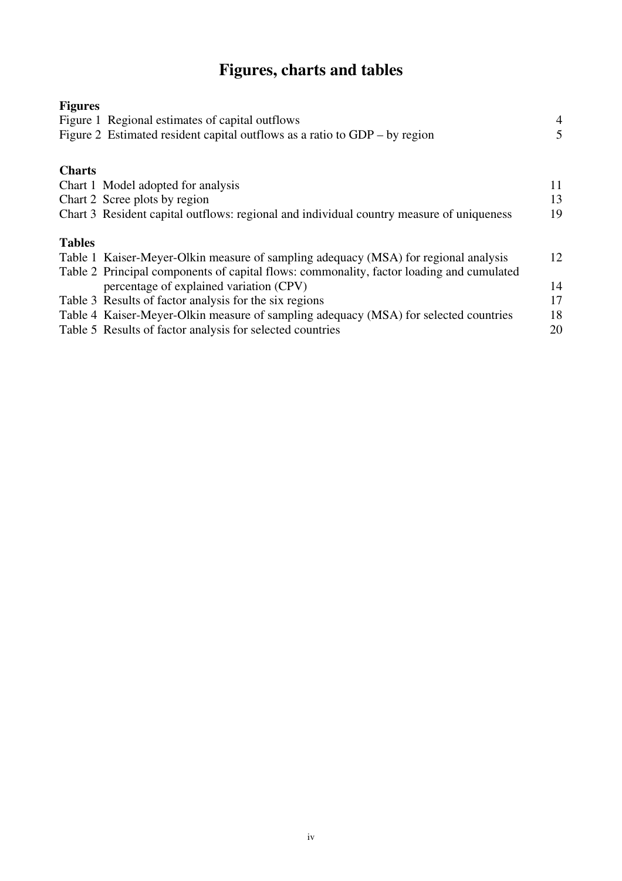# Figures, charts and tables

**Figures**

Figure 1 Regional estimates of capital outflows 4
Figure 2 Estimated resident capital outflows as a ratio to GDP – by region 5

**Charts**

Chart 1 Model adopted for analysis 11
Chart 2 Scree plots by region 13
Chart 3 Resident capital outflows: regional and individual country measure of uniqueness 19

**Tables**

Table 1 Kaiser-Meyer-Olkin measure of sampling adequacy (MSA) for regional analysis 12
Table 2 Principal components of capital flows: commonality, factor loading and cumulated percentage of explained variation (CPV) 14
Table 3 Results of factor analysis for the six regions 17
Table 4 Kaiser-Meyer-Olkin measure of sampling adequacy (MSA) for selected countries 18
Table 5 Results of factor analysis for selected countries 20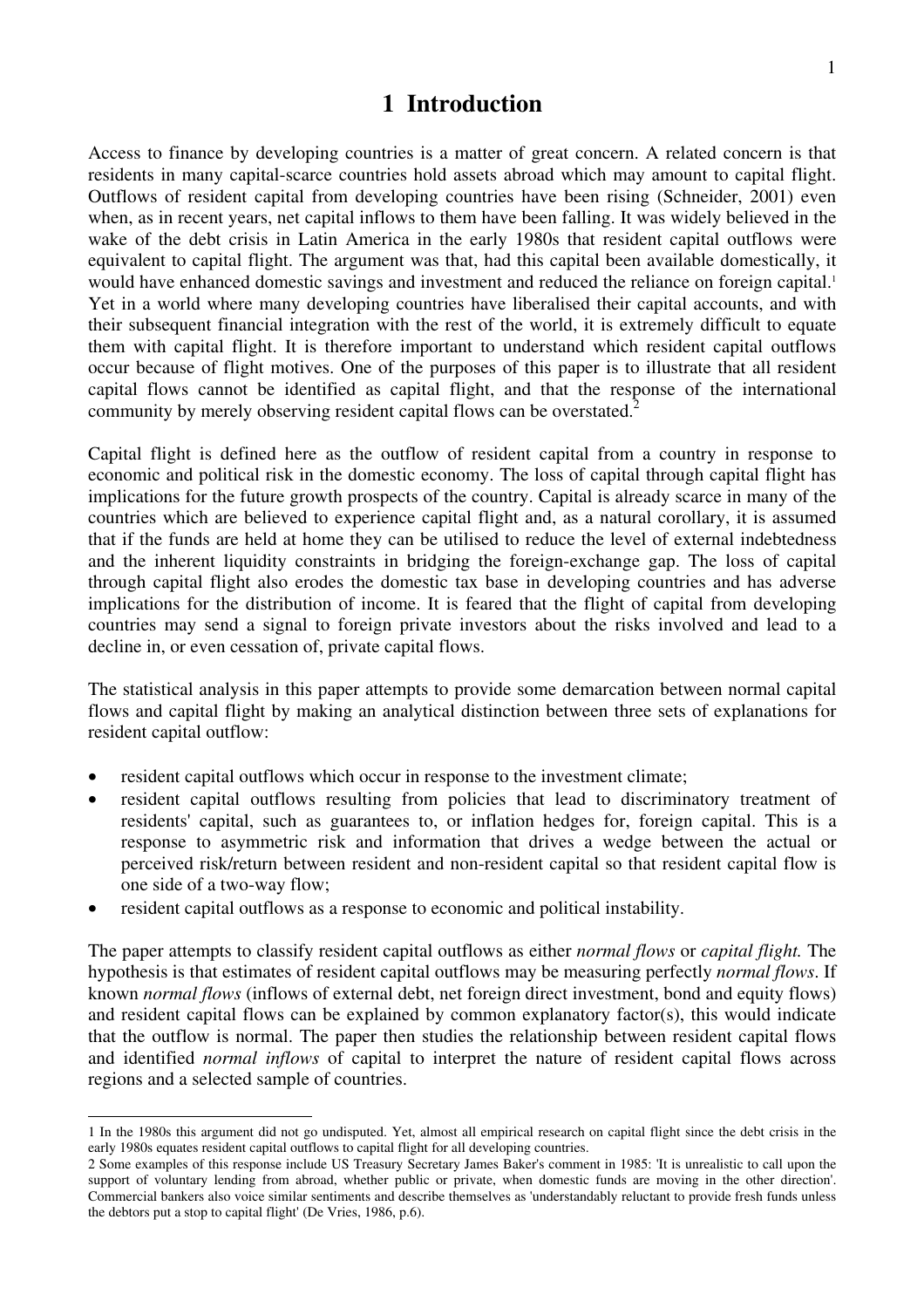# 1 Introduction

Access to finance by developing countries is a matter of great concern. A related concern is that residents in many capital-scarce countries hold assets abroad which may amount to capital flight. Outflows of resident capital from developing countries have been rising (Schneider, 2001) even when, as in recent years, net capital inflows to them have been falling. It was widely believed in the wake of the debt crisis in Latin America in the early 1980s that resident capital outflows were equivalent to capital flight. The argument was that, had this capital been available domestically, it would have enhanced domestic savings and investment and reduced the reliance on foreign capital.[1] Yet in a world where many developing countries have liberalised their capital accounts, and with their subsequent financial integration with the rest of the world, it is extremely difficult to equate them with capital flight. It is therefore important to understand which resident capital outflows occur because of flight motives. One of the purposes of this paper is to illustrate that all resident capital flows cannot be identified as capital flight, and that the response of the international community by merely observing resident capital flows can be overstated.[2]

Capital flight is defined here as the outflow of resident capital from a country in response to economic and political risk in the domestic economy. The loss of capital through capital flight has implications for the future growth prospects of the country. Capital is already scarce in many of the countries which are believed to experience capital flight and, as a natural corollary, it is assumed that if the funds are held at home they can be utilised to reduce the level of external indebtedness and the inherent liquidity constraints in bridging the foreign-exchange gap. The loss of capital through capital flight also erodes the domestic tax base in developing countries and has adverse implications for the distribution of income. It is feared that the flight of capital from developing countries may send a signal to foreign private investors about the risks involved and lead to a decline in, or even cessation of, private capital flows.

The statistical analysis in this paper attempts to provide some demarcation between normal capital flows and capital flight by making an analytical distinction between three sets of explanations for resident capital outflow:

- resident capital outflows which occur in response to the investment climate;
- resident capital outflows resulting from policies that lead to discriminatory treatment of residents' capital, such as guarantees to, or inflation hedges for, foreign capital. This is a response to asymmetric risk and information that drives a wedge between the actual or perceived risk/return between resident and non-resident capital so that resident capital flow is one side of a two-way flow;
- resident capital outflows as a response to economic and political instability.

The paper attempts to classify resident capital outflows as either *normal flows* or *capital flight.* The hypothesis is that estimates of resident capital outflows may be measuring perfectly *normal flows*. If known *normal flows* (inflows of external debt, net foreign direct investment, bond and equity flows) and resident capital flows can be explained by common explanatory factor(s), this would indicate that the outflow is normal. The paper then studies the relationship between resident capital flows and identified *normal inflows* of capital to interpret the nature of resident capital flows across regions and a selected sample of countries.

---

1 In the 1980s this argument did not go undisputed. Yet, almost all empirical research on capital flight since the debt crisis in the early 1980s equates resident capital outflows to capital flight for all developing countries.

2 Some examples of this response include US Treasury Secretary James Baker's comment in 1985: 'It is unrealistic to call upon the support of voluntary lending from abroad, whether public or private, when domestic funds are moving in the other direction'. Commercial bankers also voice similar sentiments and describe themselves as 'understandably reluctant to provide fresh funds unless the debtors put a stop to capital flight' (De Vries, 1986, p.6).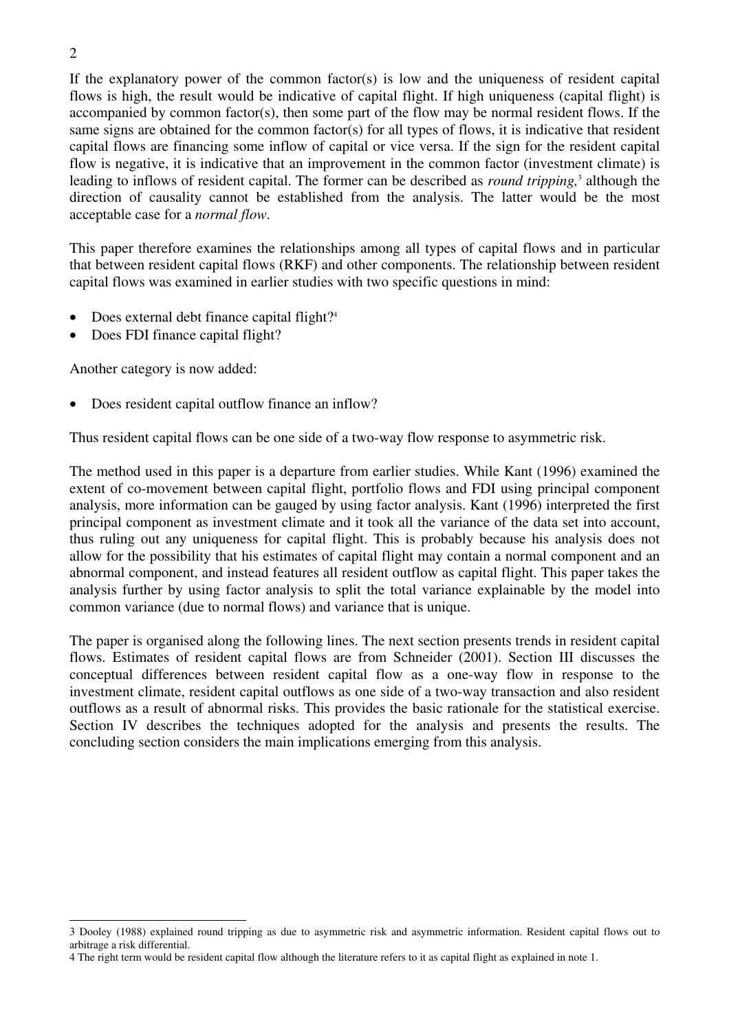If the explanatory power of the common factor(s) is low and the uniqueness of resident capital flows is high, the result would be indicative of capital flight. If high uniqueness (capital flight) is accompanied by common factor(s), then some part of the flow may be normal resident flows. If the same signs are obtained for the common factor(s) for all types of flows, it is indicative that resident capital flows are financing some inflow of capital or vice versa. If the sign for the resident capital flow is negative, it is indicative that an improvement in the common factor (investment climate) is leading to inflows of resident capital. The former can be described as *round tripping,*[3] although the direction of causality cannot be established from the analysis. The latter would be the most acceptable case for a *normal flow*.

This paper therefore examines the relationships among all types of capital flows and in particular that between resident capital flows (RKF) and other components. The relationship between resident capital flows was examined in earlier studies with two specific questions in mind:

- Does external debt finance capital flight?[4]
- Does FDI finance capital flight?

Another category is now added:

- Does resident capital outflow finance an inflow?

Thus resident capital flows can be one side of a two-way flow response to asymmetric risk.

The method used in this paper is a departure from earlier studies. While Kant (1996) examined the extent of co-movement between capital flight, portfolio flows and FDI using principal component analysis, more information can be gauged by using factor analysis. Kant (1996) interpreted the first principal component as investment climate and it took all the variance of the data set into account, thus ruling out any uniqueness for capital flight. This is probably because his analysis does not allow for the possibility that his estimates of capital flight may contain a normal component and an abnormal component, and instead features all resident outflow as capital flight. This paper takes the analysis further by using factor analysis to split the total variance explainable by the model into common variance (due to normal flows) and variance that is unique.

The paper is organised along the following lines. The next section presents trends in resident capital flows. Estimates of resident capital flows are from Schneider (2001). Section III discusses the conceptual differences between resident capital flow as a one-way flow in response to the investment climate, resident capital outflows as one side of a two-way transaction and also resident outflows as a result of abnormal risks. This provides the basic rationale for the statistical exercise. Section IV describes the techniques adopted for the analysis and presents the results. The concluding section considers the main implications emerging from this analysis.

---

3 Dooley (1988) explained round tripping as due to asymmetric risk and asymmetric information. Resident capital flows out to arbitrage a risk differential.

4 The right term would be resident capital flow although the literature refers to it as capital flight as explained in note 1.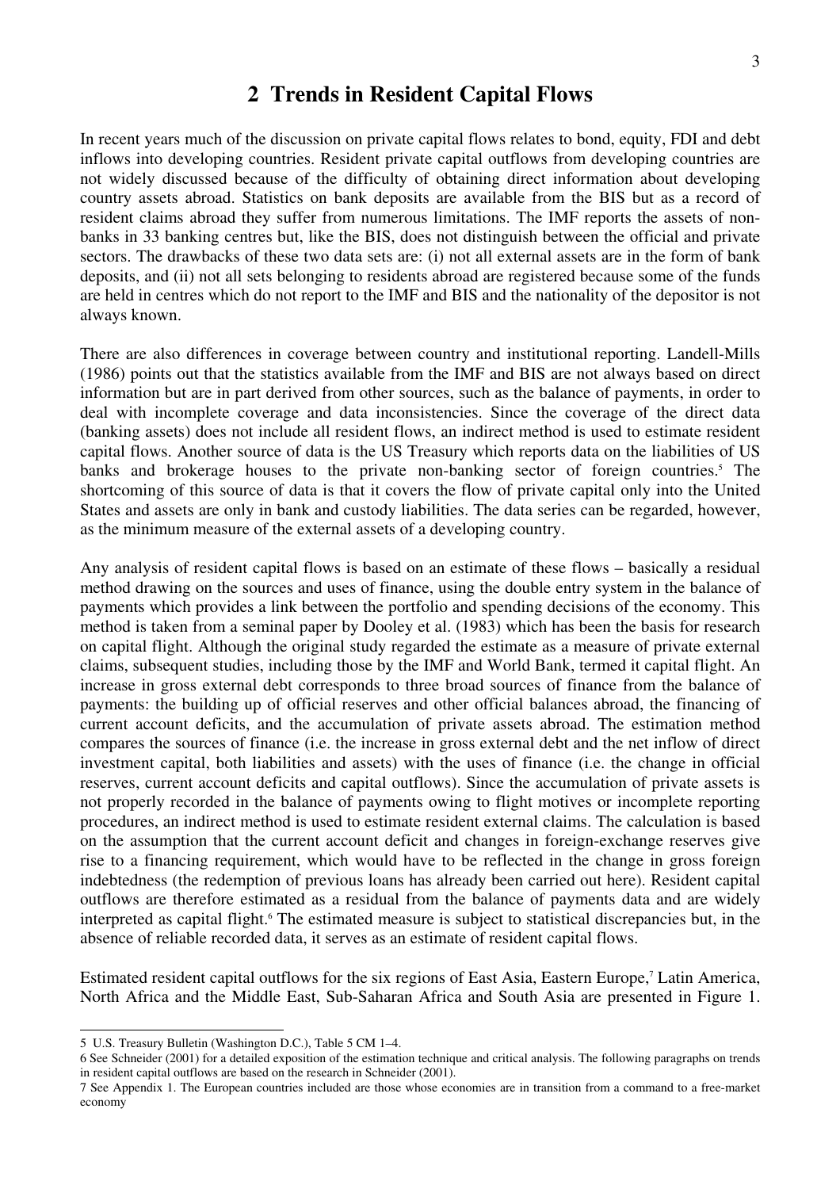## 2 Trends in Resident Capital Flows

In recent years much of the discussion on private capital flows relates to bond, equity, FDI and debt inflows into developing countries. Resident private capital outflows from developing countries are not widely discussed because of the difficulty of obtaining direct information about developing country assets abroad. Statistics on bank deposits are available from the BIS but as a record of resident claims abroad they suffer from numerous limitations. The IMF reports the assets of non-banks in 33 banking centres but, like the BIS, does not distinguish between the official and private sectors. The drawbacks of these two data sets are: (i) not all external assets are in the form of bank deposits, and (ii) not all sets belonging to residents abroad are registered because some of the funds are held in centres which do not report to the IMF and BIS and the nationality of the depositor is not always known.

There are also differences in coverage between country and institutional reporting. Landell-Mills (1986) points out that the statistics available from the IMF and BIS are not always based on direct information but are in part derived from other sources, such as the balance of payments, in order to deal with incomplete coverage and data inconsistencies. Since the coverage of the direct data (banking assets) does not include all resident flows, an indirect method is used to estimate resident capital flows. Another source of data is the US Treasury which reports data on the liabilities of US banks and brokerage houses to the private non-banking sector of foreign countries.[5] The shortcoming of this source of data is that it covers the flow of private capital only into the United States and assets are only in bank and custody liabilities. The data series can be regarded, however, as the minimum measure of the external assets of a developing country.

Any analysis of resident capital flows is based on an estimate of these flows – basically a residual method drawing on the sources and uses of finance, using the double entry system in the balance of payments which provides a link between the portfolio and spending decisions of the economy. This method is taken from a seminal paper by Dooley et al. (1983) which has been the basis for research on capital flight. Although the original study regarded the estimate as a measure of private external claims, subsequent studies, including those by the IMF and World Bank, termed it capital flight. An increase in gross external debt corresponds to three broad sources of finance from the balance of payments: the building up of official reserves and other official balances abroad, the financing of current account deficits, and the accumulation of private assets abroad. The estimation method compares the sources of finance (i.e. the increase in gross external debt and the net inflow of direct investment capital, both liabilities and assets) with the uses of finance (i.e. the change in official reserves, current account deficits and capital outflows). Since the accumulation of private assets is not properly recorded in the balance of payments owing to flight motives or incomplete reporting procedures, an indirect method is used to estimate resident external claims. The calculation is based on the assumption that the current account deficit and changes in foreign-exchange reserves give rise to a financing requirement, which would have to be reflected in the change in gross foreign indebtedness (the redemption of previous loans has already been carried out here). Resident capital outflows are therefore estimated as a residual from the balance of payments data and are widely interpreted as capital flight.[6] The estimated measure is subject to statistical discrepancies but, in the absence of reliable recorded data, it serves as an estimate of resident capital flows.

Estimated resident capital outflows for the six regions of East Asia, Eastern Europe,[7] Latin America, North Africa and the Middle East, Sub-Saharan Africa and South Asia are presented in Figure 1.

---

5 U.S. Treasury Bulletin (Washington D.C.), Table 5 CM 1–4.

6 See Schneider (2001) for a detailed exposition of the estimation technique and critical analysis. The following paragraphs on trends in resident capital outflows are based on the research in Schneider (2001).

7 See Appendix 1. The European countries included are those whose economies are in transition from a command to a free-market economy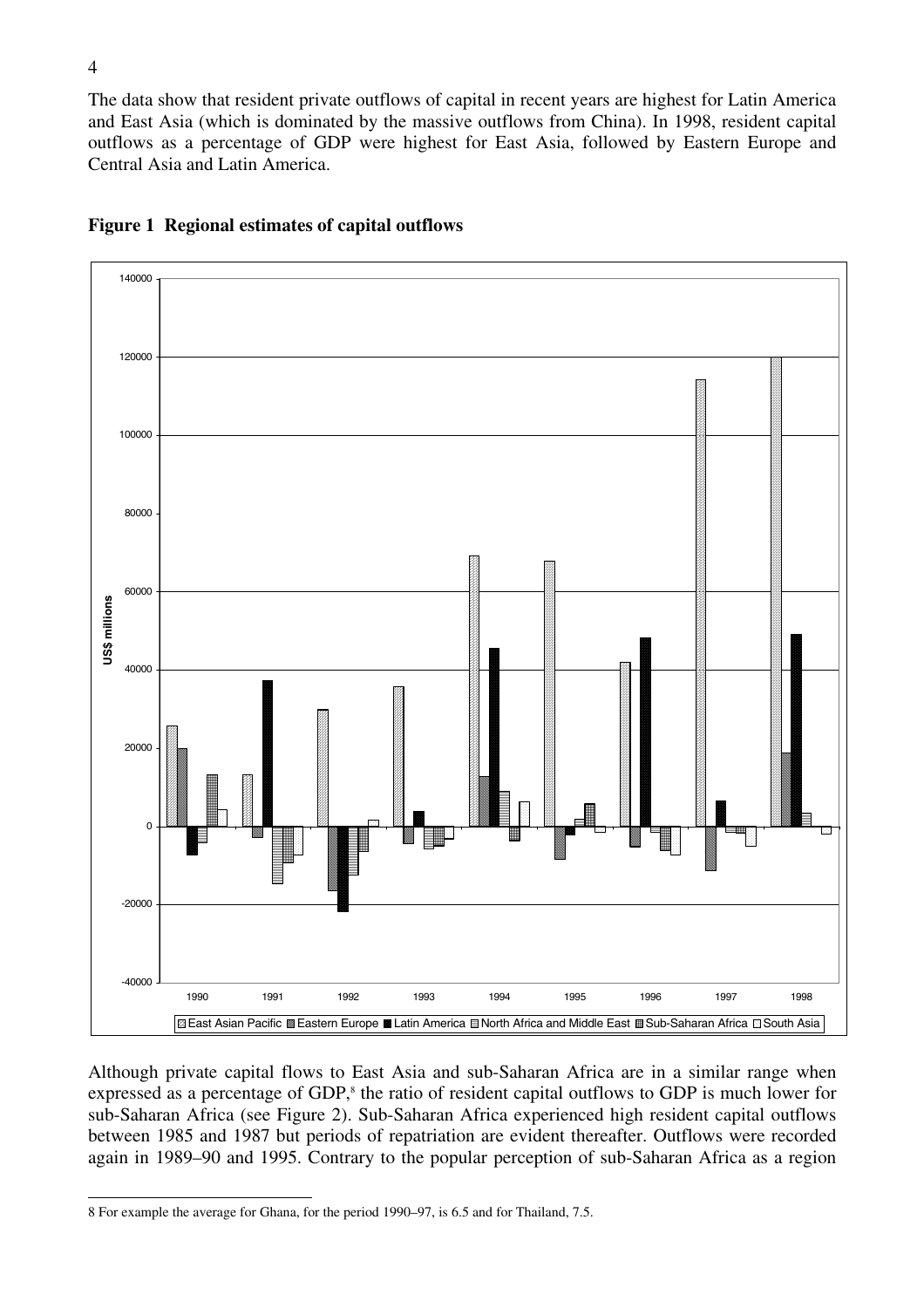The data show that resident private outflows of capital in recent years are highest for Latin America and East Asia (which is dominated by the massive outflows from China). In 1998, resident capital outflows as a percentage of GDP were highest for East Asia, followed by Eastern Europe and Central Asia and Latin America.

**Figure 1 Regional estimates of capital outflows**

Although private capital flows to East Asia and sub-Saharan Africa are in a similar range when expressed as a percentage of GDP,[8] the ratio of resident capital outflows to GDP is much lower for sub-Saharan Africa (see Figure 2). Sub-Saharan Africa experienced high resident capital outflows between 1985 and 1987 but periods of repatriation are evident thereafter. Outflows were recorded again in 1989–90 and 1995. Contrary to the popular perception of sub-Saharan Africa as a region

---

8 For example the average for Ghana, for the period 1990–97, is 6.5 and for Thailand, 7.5.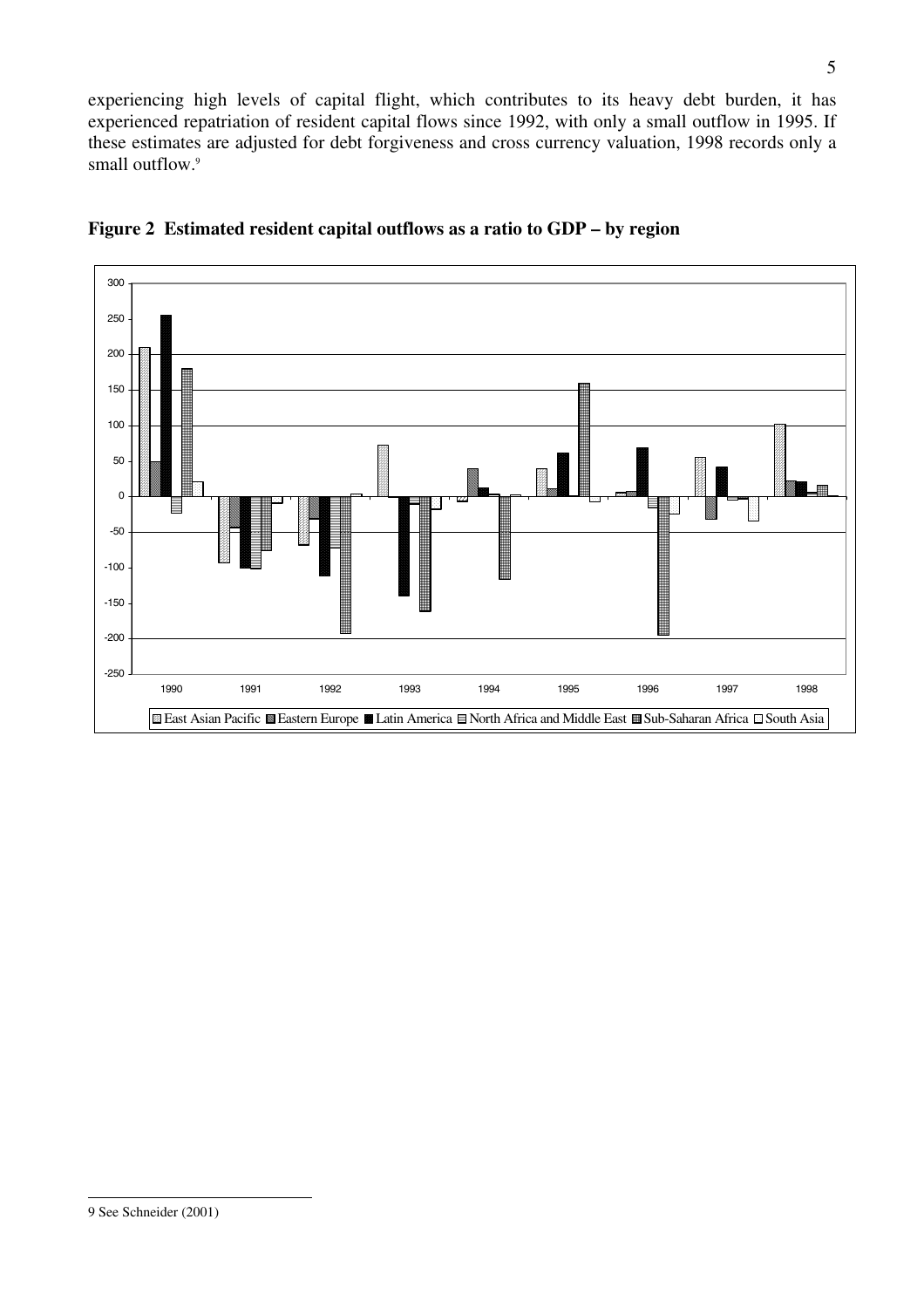experiencing high levels of capital flight, which contributes to its heavy debt burden, it has experienced repatriation of resident capital flows since 1992, with only a small outflow in 1995. If these estimates are adjusted for debt forgiveness and cross currency valuation, 1998 records only a small outflow.[9]

**Figure 2 Estimated resident capital outflows as a ratio to GDP – by region**

---

9 See Schneider (2001)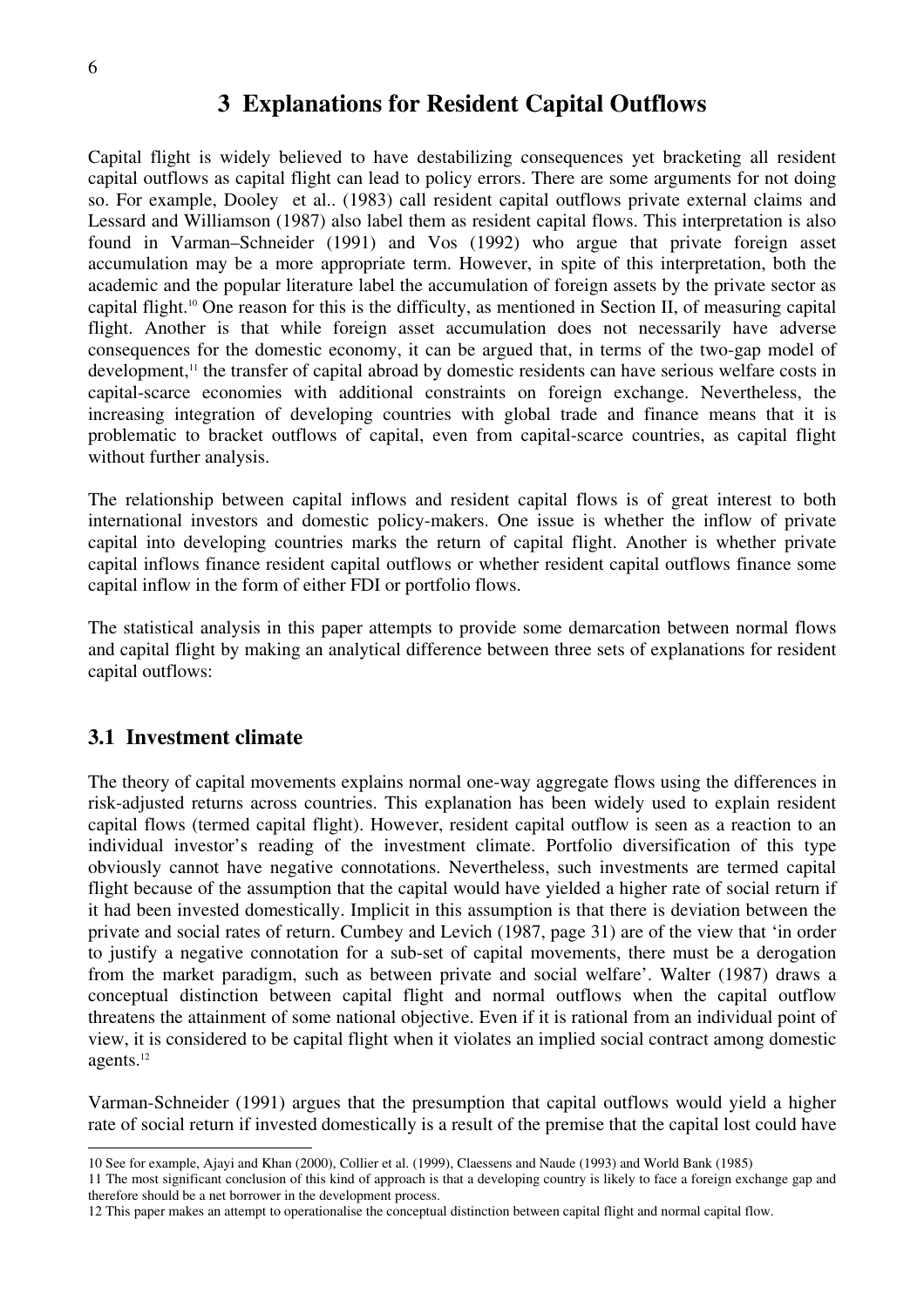# 3 Explanations for Resident Capital Outflows

Capital flight is widely believed to have destabilizing consequences yet bracketing all resident capital outflows as capital flight can lead to policy errors. There are some arguments for not doing so. For example, Dooley et al.. (1983) call resident capital outflows private external claims and Lessard and Williamson (1987) also label them as resident capital flows. This interpretation is also found in Varman–Schneider (1991) and Vos (1992) who argue that private foreign asset accumulation may be a more appropriate term. However, in spite of this interpretation, both the academic and the popular literature label the accumulation of foreign assets by the private sector as capital flight.[10] One reason for this is the difficulty, as mentioned in Section II, of measuring capital flight. Another is that while foreign asset accumulation does not necessarily have adverse consequences for the domestic economy, it can be argued that, in terms of the two-gap model of development,[11] the transfer of capital abroad by domestic residents can have serious welfare costs in capital-scarce economies with additional constraints on foreign exchange. Nevertheless, the increasing integration of developing countries with global trade and finance means that it is problematic to bracket outflows of capital, even from capital-scarce countries, as capital flight without further analysis.

The relationship between capital inflows and resident capital flows is of great interest to both international investors and domestic policy-makers. One issue is whether the inflow of private capital into developing countries marks the return of capital flight. Another is whether private capital inflows finance resident capital outflows or whether resident capital outflows finance some capital inflow in the form of either FDI or portfolio flows.

The statistical analysis in this paper attempts to provide some demarcation between normal flows and capital flight by making an analytical difference between three sets of explanations for resident capital outflows:

## 3.1 Investment climate

The theory of capital movements explains normal one-way aggregate flows using the differences in risk-adjusted returns across countries. This explanation has been widely used to explain resident capital flows (termed capital flight). However, resident capital outflow is seen as a reaction to an individual investor's reading of the investment climate. Portfolio diversification of this type obviously cannot have negative connotations. Nevertheless, such investments are termed capital flight because of the assumption that the capital would have yielded a higher rate of social return if it had been invested domestically. Implicit in this assumption is that there is deviation between the private and social rates of return. Cumbey and Levich (1987, page 31) are of the view that 'in order to justify a negative connotation for a sub-set of capital movements, there must be a derogation from the market paradigm, such as between private and social welfare'. Walter (1987) draws a conceptual distinction between capital flight and normal outflows when the capital outflow threatens the attainment of some national objective. Even if it is rational from an individual point of view, it is considered to be capital flight when it violates an implied social contract among domestic agents.[12]

Varman-Schneider (1991) argues that the presumption that capital outflows would yield a higher rate of social return if invested domestically is a result of the premise that the capital lost could have

---

10 See for example, Ajayi and Khan (2000), Collier et al. (1999), Claessens and Naude (1993) and World Bank (1985)

11 The most significant conclusion of this kind of approach is that a developing country is likely to face a foreign exchange gap and therefore should be a net borrower in the development process.

12 This paper makes an attempt to operationalise the conceptual distinction between capital flight and normal capital flow.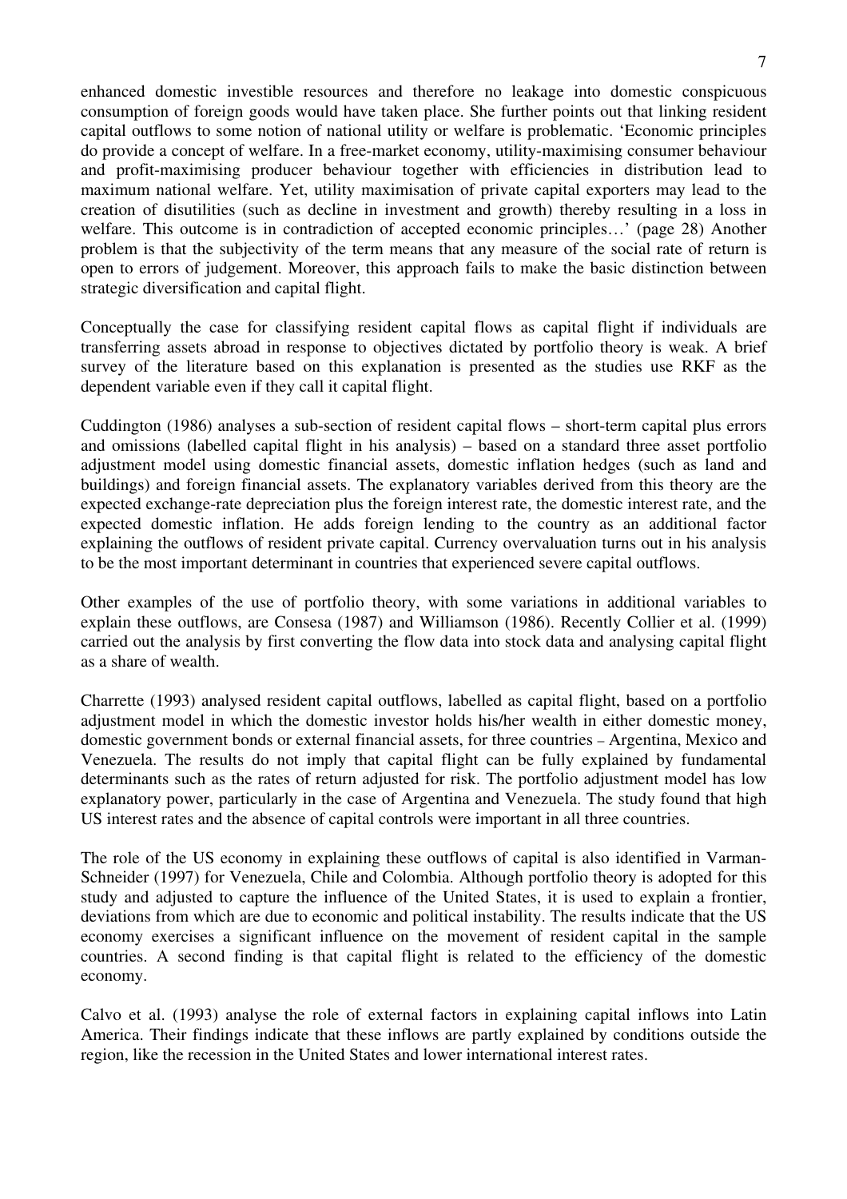enhanced domestic investible resources and therefore no leakage into domestic conspicuous consumption of foreign goods would have taken place. She further points out that linking resident capital outflows to some notion of national utility or welfare is problematic. 'Economic principles do provide a concept of welfare. In a free-market economy, utility-maximising consumer behaviour and profit-maximising producer behaviour together with efficiencies in distribution lead to maximum national welfare. Yet, utility maximisation of private capital exporters may lead to the creation of disutilities (such as decline in investment and growth) thereby resulting in a loss in welfare. This outcome is in contradiction of accepted economic principles…' (page 28) Another problem is that the subjectivity of the term means that any measure of the social rate of return is open to errors of judgement. Moreover, this approach fails to make the basic distinction between strategic diversification and capital flight.

Conceptually the case for classifying resident capital flows as capital flight if individuals are transferring assets abroad in response to objectives dictated by portfolio theory is weak. A brief survey of the literature based on this explanation is presented as the studies use RKF as the dependent variable even if they call it capital flight.

Cuddington (1986) analyses a sub-section of resident capital flows – short-term capital plus errors and omissions (labelled capital flight in his analysis) – based on a standard three asset portfolio adjustment model using domestic financial assets, domestic inflation hedges (such as land and buildings) and foreign financial assets. The explanatory variables derived from this theory are the expected exchange-rate depreciation plus the foreign interest rate, the domestic interest rate, and the expected domestic inflation. He adds foreign lending to the country as an additional factor explaining the outflows of resident private capital. Currency overvaluation turns out in his analysis to be the most important determinant in countries that experienced severe capital outflows.

Other examples of the use of portfolio theory, with some variations in additional variables to explain these outflows, are Consesa (1987) and Williamson (1986). Recently Collier et al. (1999) carried out the analysis by first converting the flow data into stock data and analysing capital flight as a share of wealth.

Charrette (1993) analysed resident capital outflows, labelled as capital flight, based on a portfolio adjustment model in which the domestic investor holds his/her wealth in either domestic money, domestic government bonds or external financial assets, for three countries – Argentina, Mexico and Venezuela. The results do not imply that capital flight can be fully explained by fundamental determinants such as the rates of return adjusted for risk. The portfolio adjustment model has low explanatory power, particularly in the case of Argentina and Venezuela. The study found that high US interest rates and the absence of capital controls were important in all three countries.

The role of the US economy in explaining these outflows of capital is also identified in Varman-Schneider (1997) for Venezuela, Chile and Colombia. Although portfolio theory is adopted for this study and adjusted to capture the influence of the United States, it is used to explain a frontier, deviations from which are due to economic and political instability. The results indicate that the US economy exercises a significant influence on the movement of resident capital in the sample countries. A second finding is that capital flight is related to the efficiency of the domestic economy.

Calvo et al. (1993) analyse the role of external factors in explaining capital inflows into Latin America. Their findings indicate that these inflows are partly explained by conditions outside the region, like the recession in the United States and lower international interest rates.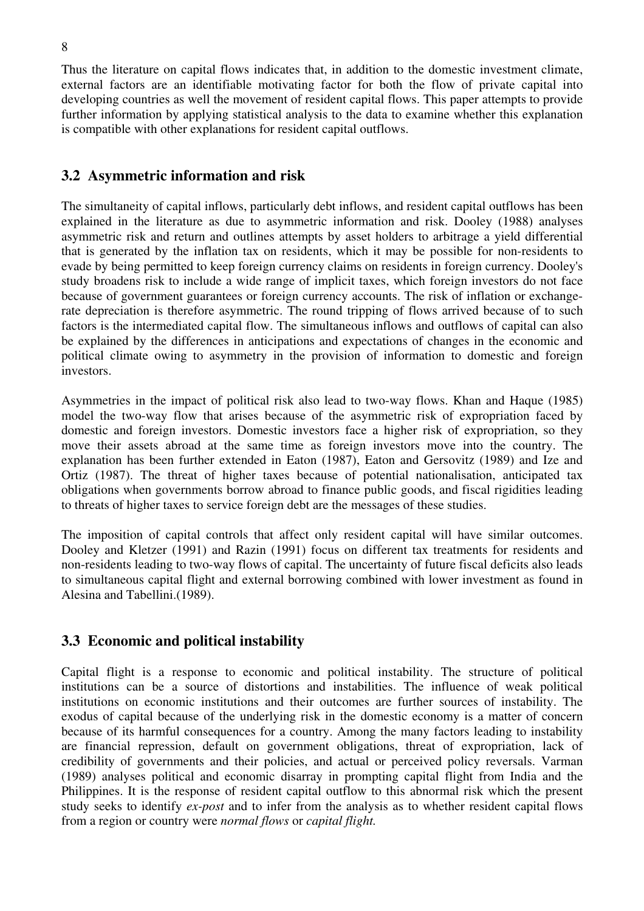Thus the literature on capital flows indicates that, in addition to the domestic investment climate, external factors are an identifiable motivating factor for both the flow of private capital into developing countries as well the movement of resident capital flows. This paper attempts to provide further information by applying statistical analysis to the data to examine whether this explanation is compatible with other explanations for resident capital outflows.

## 3.2 Asymmetric information and risk

The simultaneity of capital inflows, particularly debt inflows, and resident capital outflows has been explained in the literature as due to asymmetric information and risk. Dooley (1988) analyses asymmetric risk and return and outlines attempts by asset holders to arbitrage a yield differential that is generated by the inflation tax on residents, which it may be possible for non-residents to evade by being permitted to keep foreign currency claims on residents in foreign currency. Dooley's study broadens risk to include a wide range of implicit taxes, which foreign investors do not face because of government guarantees or foreign currency accounts. The risk of inflation or exchange-rate depreciation is therefore asymmetric. The round tripping of flows arrived because of to such factors is the intermediated capital flow. The simultaneous inflows and outflows of capital can also be explained by the differences in anticipations and expectations of changes in the economic and political climate owing to asymmetry in the provision of information to domestic and foreign investors.

Asymmetries in the impact of political risk also lead to two-way flows. Khan and Haque (1985) model the two-way flow that arises because of the asymmetric risk of expropriation faced by domestic and foreign investors. Domestic investors face a higher risk of expropriation, so they move their assets abroad at the same time as foreign investors move into the country. The explanation has been further extended in Eaton (1987), Eaton and Gersovitz (1989) and Ize and Ortiz (1987). The threat of higher taxes because of potential nationalisation, anticipated tax obligations when governments borrow abroad to finance public goods, and fiscal rigidities leading to threats of higher taxes to service foreign debt are the messages of these studies.

The imposition of capital controls that affect only resident capital will have similar outcomes. Dooley and Kletzer (1991) and Razin (1991) focus on different tax treatments for residents and non-residents leading to two-way flows of capital. The uncertainty of future fiscal deficits also leads to simultaneous capital flight and external borrowing combined with lower investment as found in Alesina and Tabellini.(1989).

## 3.3 Economic and political instability

Capital flight is a response to economic and political instability. The structure of political institutions can be a source of distortions and instabilities. The influence of weak political institutions on economic institutions and their outcomes are further sources of instability. The exodus of capital because of the underlying risk in the domestic economy is a matter of concern because of its harmful consequences for a country. Among the many factors leading to instability are financial repression, default on government obligations, threat of expropriation, lack of credibility of governments and their policies, and actual or perceived policy reversals. Varman (1989) analyses political and economic disarray in prompting capital flight from India and the Philippines. It is the response of resident capital outflow to this abnormal risk which the present study seeks to identify *ex-post* and to infer from the analysis as to whether resident capital flows from a region or country were *normal flows* or *capital flight.*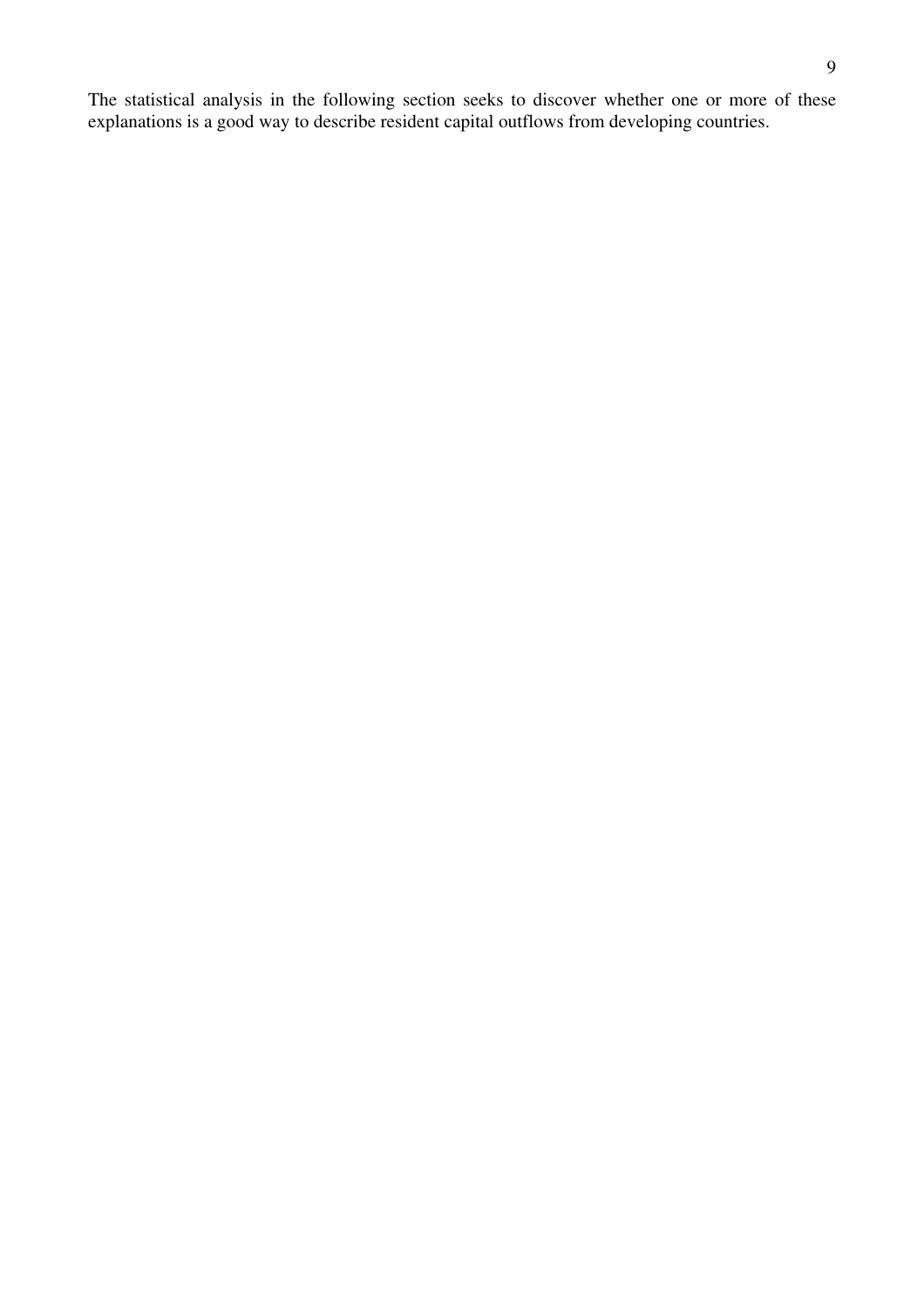The statistical analysis in the following section seeks to discover whether one or more of these explanations is a good way to describe resident capital outflows from developing countries.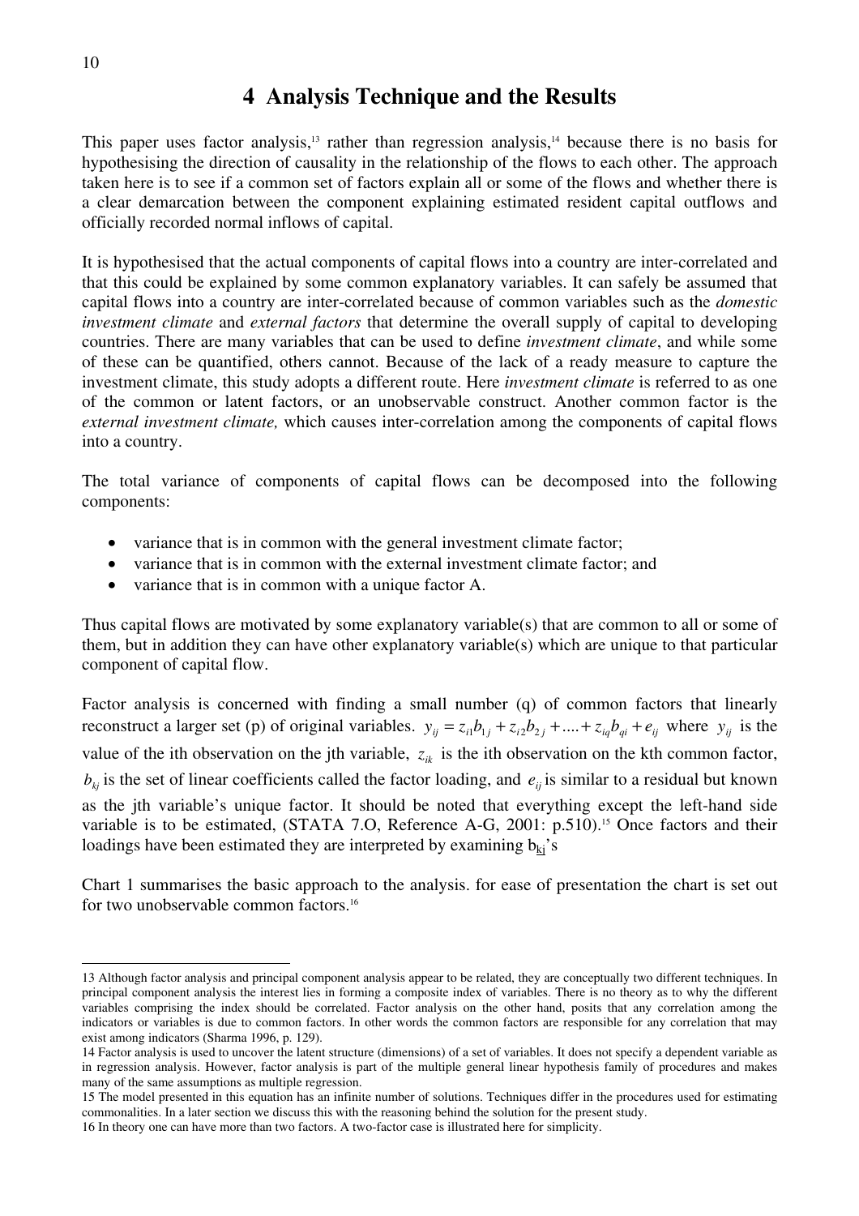# 4 Analysis Technique and the Results

This paper uses factor analysis,[13] rather than regression analysis,[14] because there is no basis for hypothesising the direction of causality in the relationship of the flows to each other. The approach taken here is to see if a common set of factors explain all or some of the flows and whether there is a clear demarcation between the component explaining estimated resident capital outflows and officially recorded normal inflows of capital.

It is hypothesised that the actual components of capital flows into a country are inter-correlated and that this could be explained by some common explanatory variables. It can safely be assumed that capital flows into a country are inter-correlated because of common variables such as the *domestic investment climate* and *external factors* that determine the overall supply of capital to developing countries. There are many variables that can be used to define *investment climate*, and while some of these can be quantified, others cannot. Because of the lack of a ready measure to capture the investment climate, this study adopts a different route. Here *investment climate* is referred to as one of the common or latent factors, or an unobservable construct. Another common factor is the *external investment climate,* which causes inter-correlation among the components of capital flows into a country.

The total variance of components of capital flows can be decomposed into the following components:

- variance that is in common with the general investment climate factor;
- variance that is in common with the external investment climate factor; and
- variance that is in common with a unique factor A.

Thus capital flows are motivated by some explanatory variable(s) that are common to all or some of them, but in addition they can have other explanatory variable(s) which are unique to that particular component of capital flow.

Factor analysis is concerned with finding a small number (q) of common factors that linearly reconstruct a larger set (p) of original variables. $y_{ij} = z_{i1}b_{1j} + z_{i2}b_{2j} + .... + z_{iq}b_{qi} + e_{ij}$ where $y_{ij}$ is the value of the ith observation on the jth variable, $z_{ik}$ is the ith observation on the kth common factor, $b_{kj}$ is the set of linear coefficients called the factor loading, and $e_{ij}$ is similar to a residual but known as the jth variable's unique factor. It should be noted that everything except the left-hand side variable is to be estimated, (STATA 7.O, Reference A-G, 2001: p.510).[15] Once factors and their loadings have been estimated they are interpreted by examining $b_{kj}$'s

Chart 1 summarises the basic approach to the analysis. for ease of presentation the chart is set out for two unobservable common factors.[16]

---

13 Although factor analysis and principal component analysis appear to be related, they are conceptually two different techniques. In principal component analysis the interest lies in forming a composite index of variables. There is no theory as to why the different variables comprising the index should be correlated. Factor analysis on the other hand, posits that any correlation among the indicators or variables is due to common factors. In other words the common factors are responsible for any correlation that may exist among indicators (Sharma 1996, p. 129).

14 Factor analysis is used to uncover the latent structure (dimensions) of a set of variables. It does not specify a dependent variable as in regression analysis. However, factor analysis is part of the multiple general linear hypothesis family of procedures and makes many of the same assumptions as multiple regression.

15 The model presented in this equation has an infinite number of solutions. Techniques differ in the procedures used for estimating commonalities. In a later section we discuss this with the reasoning behind the solution for the present study.

16 In theory one can have more than two factors. A two-factor case is illustrated here for simplicity.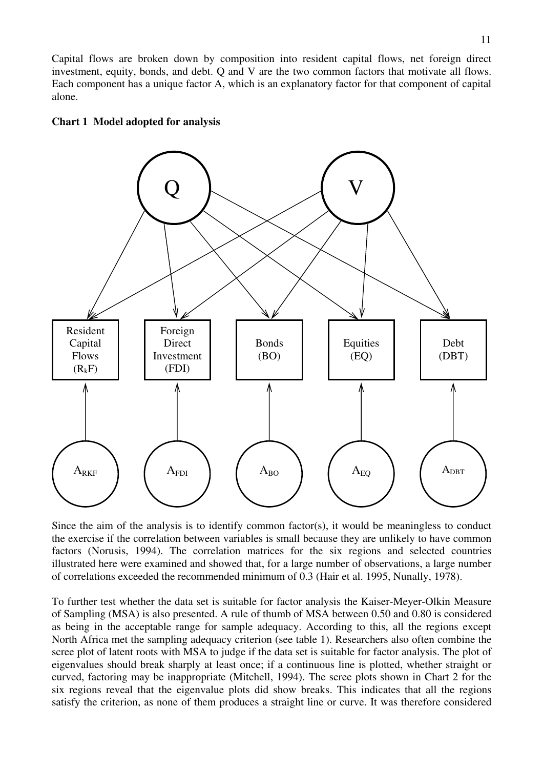Capital flows are broken down by composition into resident capital flows, net foreign direct investment, equity, bonds, and debt. Q and V are the two common factors that motivate all flows. Each component has a unique factor A, which is an explanatory factor for that component of capital alone.

**Chart 1 Model adopted for analysis**

Since the aim of the analysis is to identify common factor(s), it would be meaningless to conduct the exercise if the correlation between variables is small because they are unlikely to have common factors (Norusis, 1994). The correlation matrices for the six regions and selected countries illustrated here were examined and showed that, for a large number of observations, a large number of correlations exceeded the recommended minimum of 0.3 (Hair et al. 1995, Nunally, 1978).

To further test whether the data set is suitable for factor analysis the Kaiser-Meyer-Olkin Measure of Sampling (MSA) is also presented. A rule of thumb of MSA between 0.50 and 0.80 is considered as being in the acceptable range for sample adequacy. According to this, all the regions except North Africa met the sampling adequacy criterion (see table 1). Researchers also often combine the scree plot of latent roots with MSA to judge if the data set is suitable for factor analysis. The plot of eigenvalues should break sharply at least once; if a continuous line is plotted, whether straight or curved, factoring may be inappropriate (Mitchell, 1994). The scree plots shown in Chart 2 for the six regions reveal that the eigenvalue plots did show breaks. This indicates that all the regions satisfy the criterion, as none of them produces a straight line or curve. It was therefore considered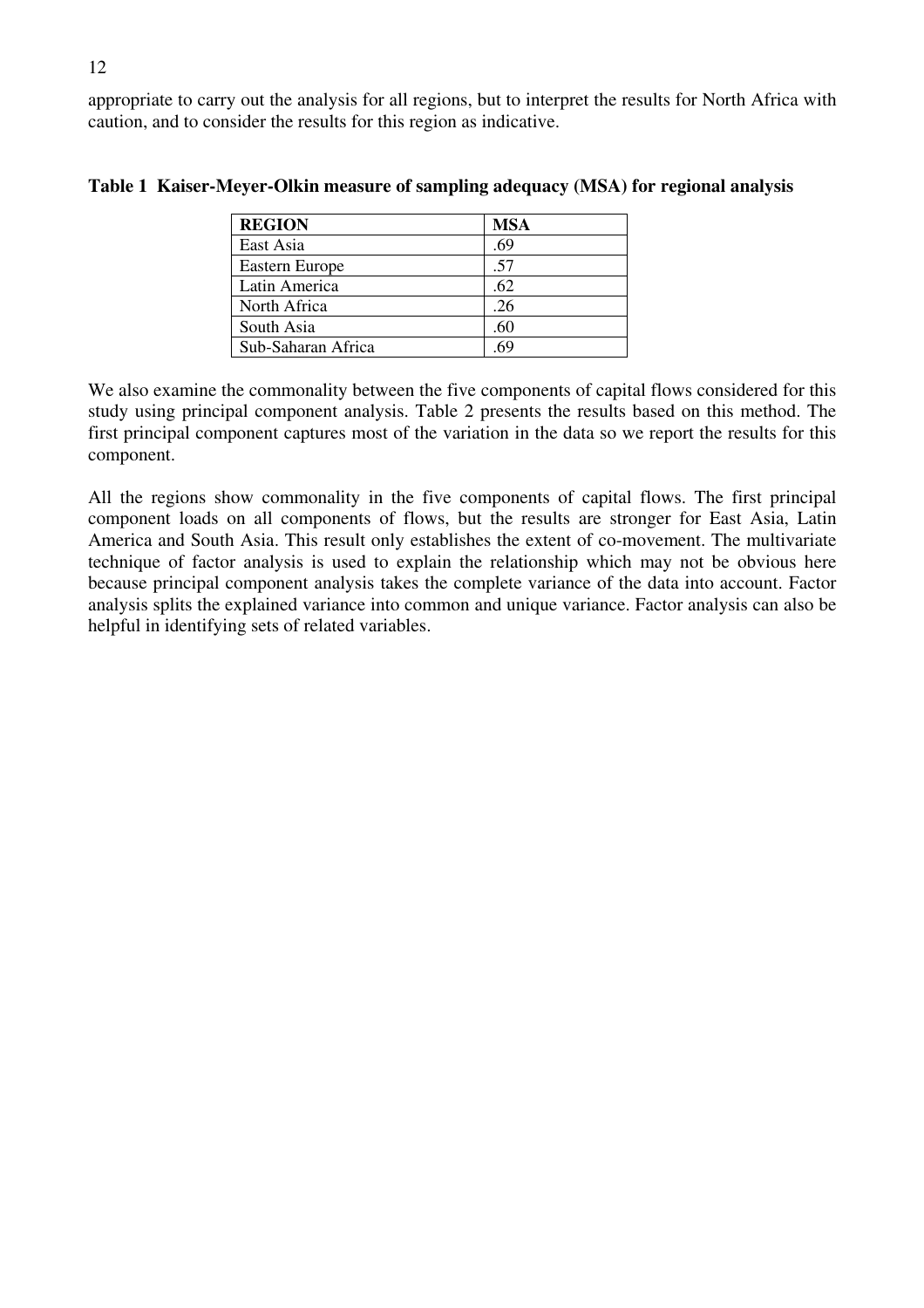appropriate to carry out the analysis for all regions, but to interpret the results for North Africa with caution, and to consider the results for this region as indicative.

**Table 1 Kaiser-Meyer-Olkin measure of sampling adequacy (MSA) for regional analysis**

| REGION | MSA |
|---|---|
| East Asia | .69 |
| Eastern Europe | .57 |
| Latin America | .62 |
| North Africa | .26 |
| South Asia | .60 |
| Sub-Saharan Africa | .69 |

We also examine the commonality between the five components of capital flows considered for this study using principal component analysis. Table 2 presents the results based on this method. The first principal component captures most of the variation in the data so we report the results for this component.

All the regions show commonality in the five components of capital flows. The first principal component loads on all components of flows, but the results are stronger for East Asia, Latin America and South Asia. This result only establishes the extent of co-movement. The multivariate technique of factor analysis is used to explain the relationship which may not be obvious here because principal component analysis takes the complete variance of the data into account. Factor analysis splits the explained variance into common and unique variance. Factor analysis can also be helpful in identifying sets of related variables.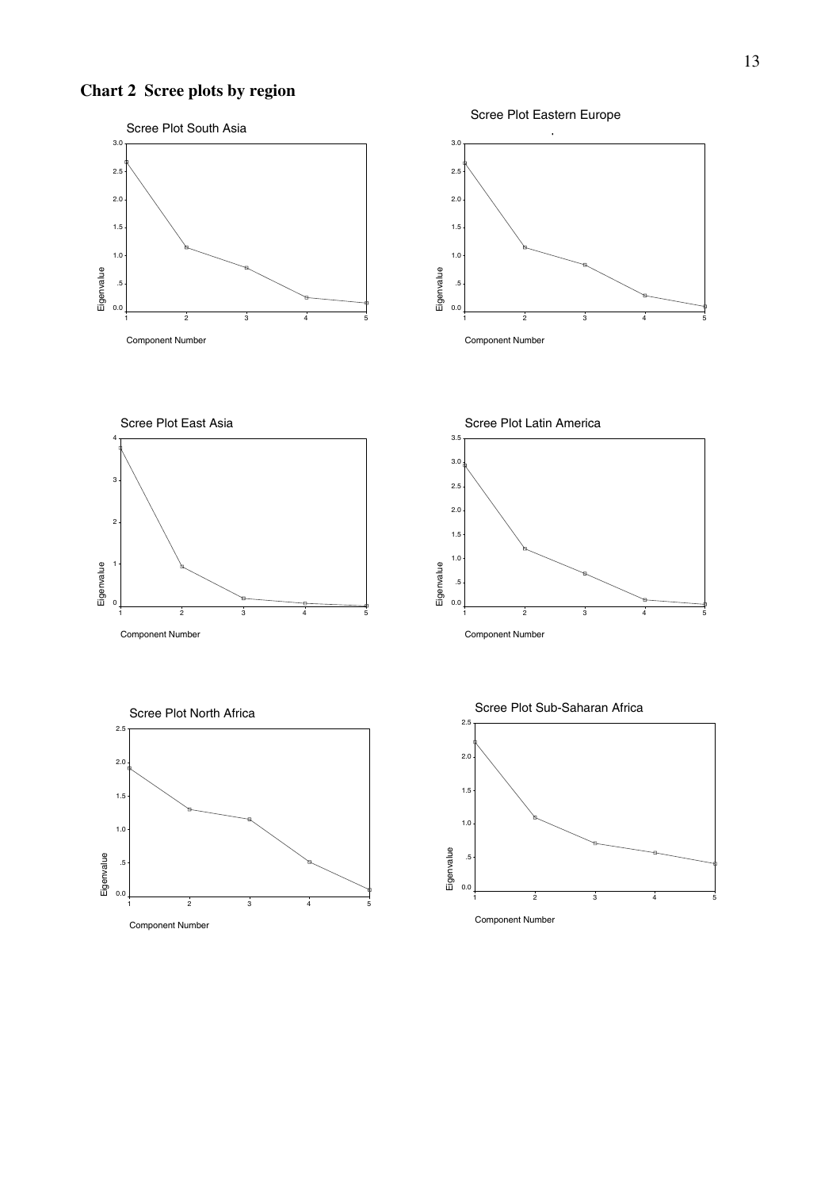## Chart 2 Scree plots by region

Scree Plot South Asia

Eigenvalue

Component Number

Scree Plot Eastern Europe

Eigenvalue

Component Number

Scree Plot East Asia

Eigenvalue

Component Number

Scree Plot Latin America

Eigenvalue

Component Number

Scree Plot North Africa

Eigenvalue

Component Number

Scree Plot Sub-Saharan Africa

Eigenvalue

Component Number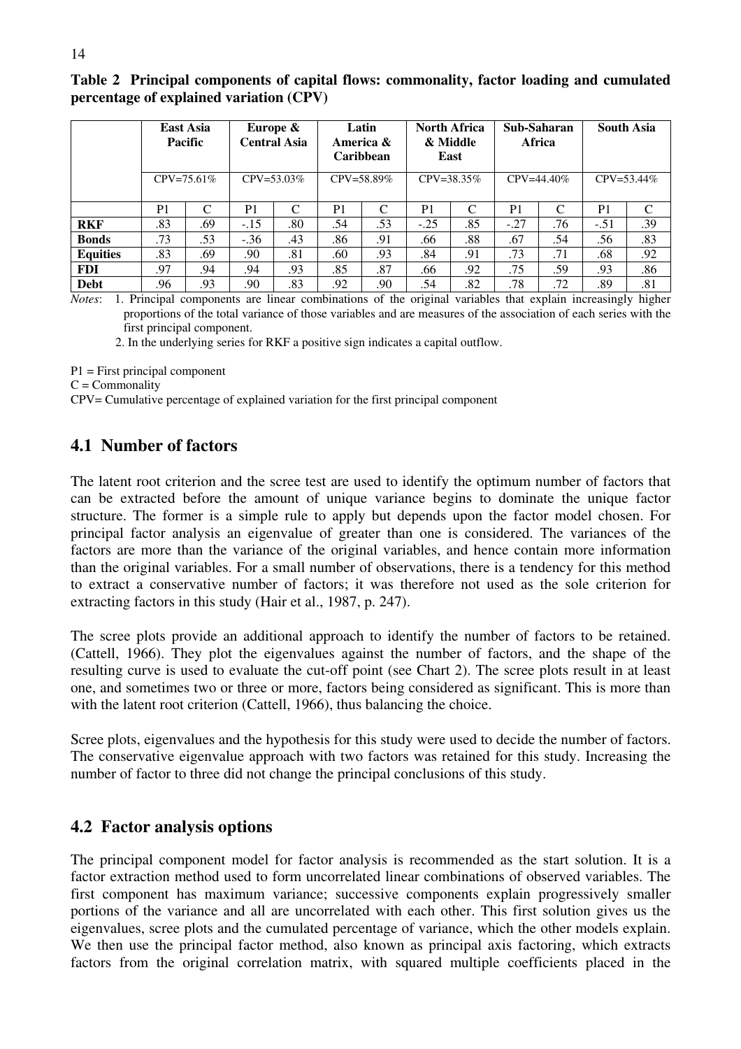**Table 2 Principal components of capital flows: commonality, factor loading and cumulated percentage of explained variation (CPV)**

| | East Asia Pacific | | Europe & Central Asia | | Latin America & Caribbean | | North Africa & Middle East | | Sub-Saharan Africa | | South Asia | |
|---|---|---|---|---|---|---|---|---|---|---|---|---|
| | CPV=75.61% | | CPV=53.03% | | CPV=58.89% | | CPV=38.35% | | CPV=44.40% | | CPV=53.44% | |
| | P1 | C | P1 | C | P1 | C | P1 | C | P1 | C | P1 | C |
| **RKF** | .83 | .69 | -.15 | .80 | .54 | .53 | -.25 | .85 | -.27 | .76 | -.51 | .39 |
| **Bonds** | .73 | .53 | -.36 | .43 | .86 | .91 | .66 | .88 | .67 | .54 | .56 | .83 |
| **Equities** | .83 | .69 | .90 | .81 | .60 | .93 | .84 | .91 | .73 | .71 | .68 | .92 |
| **FDI** | .97 | .94 | .94 | .93 | .85 | .87 | .66 | .92 | .75 | .59 | .93 | .86 |
| **Debt** | .96 | .93 | .90 | .83 | .92 | .90 | .54 | .82 | .78 | .72 | .89 | .81 |

*Notes*: 1. Principal components are linear combinations of the original variables that explain increasingly higher proportions of the total variance of those variables and are measures of the association of each series with the first principal component.

2. In the underlying series for RKF a positive sign indicates a capital outflow.

P1 = First principal component

C = Commonality

CPV= Cumulative percentage of explained variation for the first principal component

## 4.1 Number of factors

The latent root criterion and the scree test are used to identify the optimum number of factors that can be extracted before the amount of unique variance begins to dominate the unique factor structure. The former is a simple rule to apply but depends upon the factor model chosen. For principal factor analysis an eigenvalue of greater than one is considered. The variances of the factors are more than the variance of the original variables, and hence contain more information than the original variables. For a small number of observations, there is a tendency for this method to extract a conservative number of factors; it was therefore not used as the sole criterion for extracting factors in this study (Hair et al., 1987, p. 247).

The scree plots provide an additional approach to identify the number of factors to be retained. (Cattell, 1966). They plot the eigenvalues against the number of factors, and the shape of the resulting curve is used to evaluate the cut-off point (see Chart 2). The scree plots result in at least one, and sometimes two or three or more, factors being considered as significant. This is more than with the latent root criterion (Cattell, 1966), thus balancing the choice.

Scree plots, eigenvalues and the hypothesis for this study were used to decide the number of factors. The conservative eigenvalue approach with two factors was retained for this study. Increasing the number of factor to three did not change the principal conclusions of this study.

## 4.2 Factor analysis options

The principal component model for factor analysis is recommended as the start solution. It is a factor extraction method used to form uncorrelated linear combinations of observed variables. The first component has maximum variance; successive components explain progressively smaller portions of the variance and all are uncorrelated with each other. This first solution gives us the eigenvalues, scree plots and the cumulated percentage of variance, which the other models explain. We then use the principal factor method, also known as principal axis factoring, which extracts factors from the original correlation matrix, with squared multiple coefficients placed in the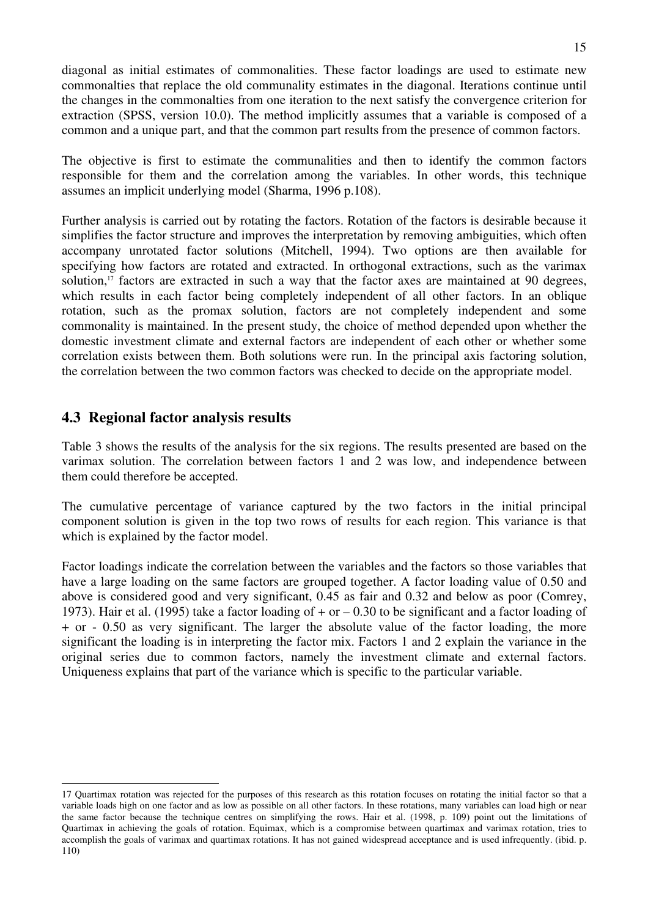diagonal as initial estimates of commonalities. These factor loadings are used to estimate new commonalties that replace the old communality estimates in the diagonal. Iterations continue until the changes in the commonalties from one iteration to the next satisfy the convergence criterion for extraction (SPSS, version 10.0). The method implicitly assumes that a variable is composed of a common and a unique part, and that the common part results from the presence of common factors.

The objective is first to estimate the communalities and then to identify the common factors responsible for them and the correlation among the variables. In other words, this technique assumes an implicit underlying model (Sharma, 1996 p.108).

Further analysis is carried out by rotating the factors. Rotation of the factors is desirable because it simplifies the factor structure and improves the interpretation by removing ambiguities, which often accompany unrotated factor solutions (Mitchell, 1994). Two options are then available for specifying how factors are rotated and extracted. In orthogonal extractions, such as the varimax solution,[17] factors are extracted in such a way that the factor axes are maintained at 90 degrees, which results in each factor being completely independent of all other factors. In an oblique rotation, such as the promax solution, factors are not completely independent and some commonality is maintained. In the present study, the choice of method depended upon whether the domestic investment climate and external factors are independent of each other or whether some correlation exists between them. Both solutions were run. In the principal axis factoring solution, the correlation between the two common factors was checked to decide on the appropriate model.

## 4.3 Regional factor analysis results

Table 3 shows the results of the analysis for the six regions. The results presented are based on the varimax solution. The correlation between factors 1 and 2 was low, and independence between them could therefore be accepted.

The cumulative percentage of variance captured by the two factors in the initial principal component solution is given in the top two rows of results for each region. This variance is that which is explained by the factor model.

Factor loadings indicate the correlation between the variables and the factors so those variables that have a large loading on the same factors are grouped together. A factor loading value of 0.50 and above is considered good and very significant, 0.45 as fair and 0.32 and below as poor (Comrey, 1973). Hair et al. (1995) take a factor loading of + or – 0.30 to be significant and a factor loading of + or - 0.50 as very significant. The larger the absolute value of the factor loading, the more significant the loading is in interpreting the factor mix. Factors 1 and 2 explain the variance in the original series due to common factors, namely the investment climate and external factors. Uniqueness explains that part of the variance which is specific to the particular variable.

---

17 Quartimax rotation was rejected for the purposes of this research as this rotation focuses on rotating the initial factor so that a variable loads high on one factor and as low as possible on all other factors. In these rotations, many variables can load high or near the same factor because the technique centres on simplifying the rows. Hair et al. (1998, p. 109) point out the limitations of Quartimax in achieving the goals of rotation. Equimax, which is a compromise between quartimax and varimax rotation, tries to accomplish the goals of varimax and quartimax rotations. It has not gained widespread acceptance and is used infrequently. (ibid. p. 110)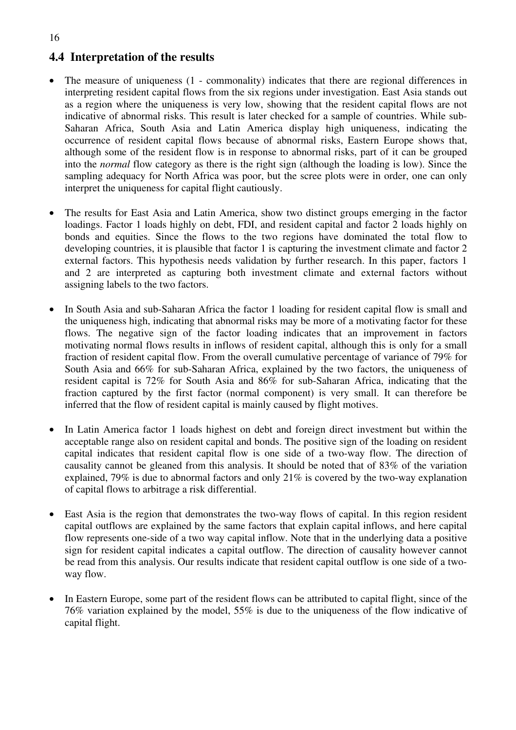## 4.4 Interpretation of the results

- The measure of uniqueness (1 - commonality) indicates that there are regional differences in interpreting resident capital flows from the six regions under investigation. East Asia stands out as a region where the uniqueness is very low, showing that the resident capital flows are not indicative of abnormal risks. This result is later checked for a sample of countries. While sub-Saharan Africa, South Asia and Latin America display high uniqueness, indicating the occurrence of resident capital flows because of abnormal risks, Eastern Europe shows that, although some of the resident flow is in response to abnormal risks, part of it can be grouped into the *normal* flow category as there is the right sign (although the loading is low). Since the sampling adequacy for North Africa was poor, but the scree plots were in order, one can only interpret the uniqueness for capital flight cautiously.

- The results for East Asia and Latin America, show two distinct groups emerging in the factor loadings. Factor 1 loads highly on debt, FDI, and resident capital and factor 2 loads highly on bonds and equities. Since the flows to the two regions have dominated the total flow to developing countries, it is plausible that factor 1 is capturing the investment climate and factor 2 external factors. This hypothesis needs validation by further research. In this paper, factors 1 and 2 are interpreted as capturing both investment climate and external factors without assigning labels to the two factors.

- In South Asia and sub-Saharan Africa the factor 1 loading for resident capital flow is small and the uniqueness high, indicating that abnormal risks may be more of a motivating factor for these flows. The negative sign of the factor loading indicates that an improvement in factors motivating normal flows results in inflows of resident capital, although this is only for a small fraction of resident capital flow. From the overall cumulative percentage of variance of 79% for South Asia and 66% for sub-Saharan Africa, explained by the two factors, the uniqueness of resident capital is 72% for South Asia and 86% for sub-Saharan Africa, indicating that the fraction captured by the first factor (normal component) is very small. It can therefore be inferred that the flow of resident capital is mainly caused by flight motives.

- In Latin America factor 1 loads highest on debt and foreign direct investment but within the acceptable range also on resident capital and bonds. The positive sign of the loading on resident capital indicates that resident capital flow is one side of a two-way flow. The direction of causality cannot be gleaned from this analysis. It should be noted that of 83% of the variation explained, 79% is due to abnormal factors and only 21% is covered by the two-way explanation of capital flows to arbitrage a risk differential.

- East Asia is the region that demonstrates the two-way flows of capital. In this region resident capital outflows are explained by the same factors that explain capital inflows, and here capital flow represents one-side of a two way capital inflow. Note that in the underlying data a positive sign for resident capital indicates a capital outflow. The direction of causality however cannot be read from this analysis. Our results indicate that resident capital outflow is one side of a two-way flow.

- In Eastern Europe, some part of the resident flows can be attributed to capital flight, since of the 76% variation explained by the model, 55% is due to the uniqueness of the flow indicative of capital flight.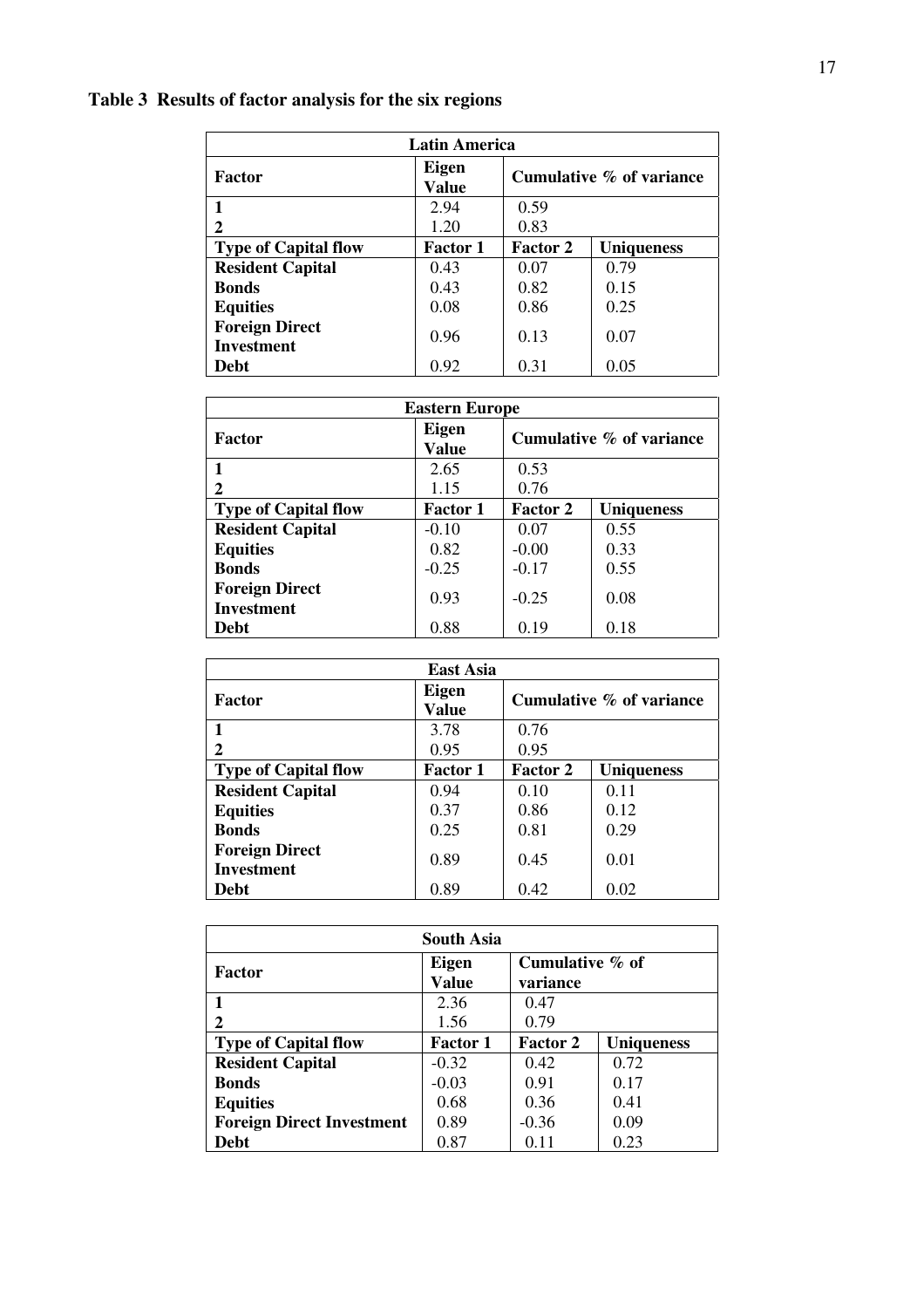**Table 3 Results of factor analysis for the six regions**

| Latin America | | | |
|---|---|---|---|
| **Factor** | **Eigen Value** | **Cumulative % of variance** | |
| **1** | 2.94 | 0.59 | |
| **2** | 1.20 | 0.83 | |
| **Type of Capital flow** | **Factor 1** | **Factor 2** | **Uniqueness** |
| **Resident Capital** | 0.43 | 0.07 | 0.79 |
| **Bonds** | 0.43 | 0.82 | 0.15 |
| **Equities** | 0.08 | 0.86 | 0.25 |
| **Foreign Direct Investment** | 0.96 | 0.13 | 0.07 |
| **Debt** | 0.92 | 0.31 | 0.05 |

| Eastern Europe | | | |
|---|---|---|---|
| **Factor** | **Eigen Value** | **Cumulative % of variance** | |
| **1** | 2.65 | 0.53 | |
| **2** | 1.15 | 0.76 | |
| **Type of Capital flow** | **Factor 1** | **Factor 2** | **Uniqueness** |
| **Resident Capital** | -0.10 | 0.07 | 0.55 |
| **Equities** | 0.82 | -0.00 | 0.33 |
| **Bonds** | -0.25 | -0.17 | 0.55 |
| **Foreign Direct Investment** | 0.93 | -0.25 | 0.08 |
| **Debt** | 0.88 | 0.19 | 0.18 |

| East Asia | | | |
|---|---|---|---|
| **Factor** | **Eigen Value** | **Cumulative % of variance** | |
| **1** | 3.78 | 0.76 | |
| **2** | 0.95 | 0.95 | |
| **Type of Capital flow** | **Factor 1** | **Factor 2** | **Uniqueness** |
| **Resident Capital** | 0.94 | 0.10 | 0.11 |
| **Equities** | 0.37 | 0.86 | 0.12 |
| **Bonds** | 0.25 | 0.81 | 0.29 |
| **Foreign Direct Investment** | 0.89 | 0.45 | 0.01 |
| **Debt** | 0.89 | 0.42 | 0.02 |

| South Asia | | | |
|---|---|---|---|
| **Factor** | **Eigen Value** | **Cumulative % of variance** | |
| **1** | 2.36 | 0.47 | |
| **2** | 1.56 | 0.79 | |
| **Type of Capital flow** | **Factor 1** | **Factor 2** | **Uniqueness** |
| **Resident Capital** | -0.32 | 0.42 | 0.72 |
| **Bonds** | -0.03 | 0.91 | 0.17 |
| **Equities** | 0.68 | 0.36 | 0.41 |
| **Foreign Direct Investment** | 0.89 | -0.36 | 0.09 |
| **Debt** | 0.87 | 0.11 | 0.23 |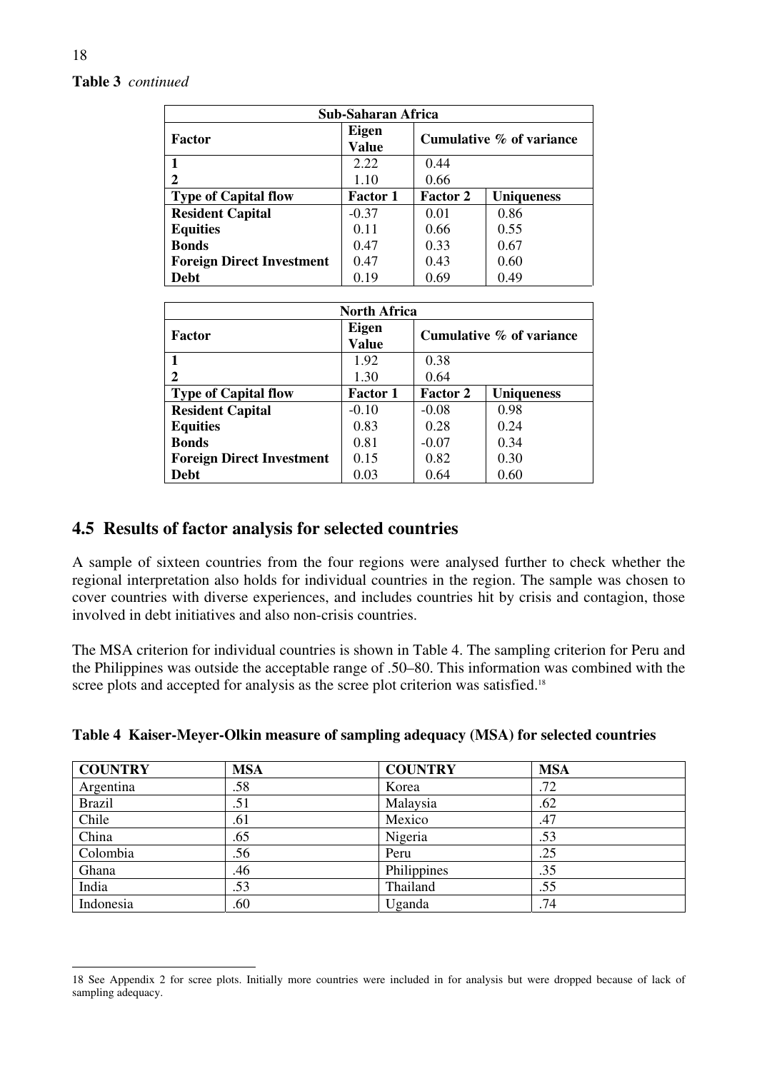**Table 3** *continued*

| **Sub-Saharan Africa** | | | |
|---|---|---|---|
| **Factor** | **Eigen Value** | **Cumulative % of variance** | |
| **1** | 2.22 | 0.44 | |
| **2** | 1.10 | 0.66 | |
| **Type of Capital flow** | **Factor 1** | **Factor 2** | **Uniqueness** |
| **Resident Capital** | -0.37 | 0.01 | 0.86 |
| **Equities** | 0.11 | 0.66 | 0.55 |
| **Bonds** | 0.47 | 0.33 | 0.67 |
| **Foreign Direct Investment** | 0.47 | 0.43 | 0.60 |
| **Debt** | 0.19 | 0.69 | 0.49 |

| **North Africa** | | | |
|---|---|---|---|
| **Factor** | **Eigen Value** | **Cumulative % of variance** | |
| **1** | 1.92 | 0.38 | |
| **2** | 1.30 | 0.64 | |
| **Type of Capital flow** | **Factor 1** | **Factor 2** | **Uniqueness** |
| **Resident Capital** | -0.10 | -0.08 | 0.98 |
| **Equities** | 0.83 | 0.28 | 0.24 |
| **Bonds** | 0.81 | -0.07 | 0.34 |
| **Foreign Direct Investment** | 0.15 | 0.82 | 0.30 |
| **Debt** | 0.03 | 0.64 | 0.60 |

## 4.5 Results of factor analysis for selected countries

A sample of sixteen countries from the four regions were analysed further to check whether the regional interpretation also holds for individual countries in the region. The sample was chosen to cover countries with diverse experiences, and includes countries hit by crisis and contagion, those involved in debt initiatives and also non-crisis countries.

The MSA criterion for individual countries is shown in Table 4. The sampling criterion for Peru and the Philippines was outside the acceptable range of .50–80. This information was combined with the scree plots and accepted for analysis as the scree plot criterion was satisfied.[18]

**Table 4 Kaiser-Meyer-Olkin measure of sampling adequacy (MSA) for selected countries**

| **COUNTRY** | **MSA** | **COUNTRY** | **MSA** |
|---|---|---|---|
| Argentina | .58 | Korea | .72 |
| Brazil | .51 | Malaysia | .62 |
| Chile | .61 | Mexico | .47 |
| China | .65 | Nigeria | .53 |
| Colombia | .56 | Peru | .25 |
| Ghana | .46 | Philippines | .35 |
| India | .53 | Thailand | .55 |
| Indonesia | .60 | Uganda | .74 |

18 See Appendix 2 for scree plots. Initially more countries were included in for analysis but were dropped because of lack of sampling adequacy.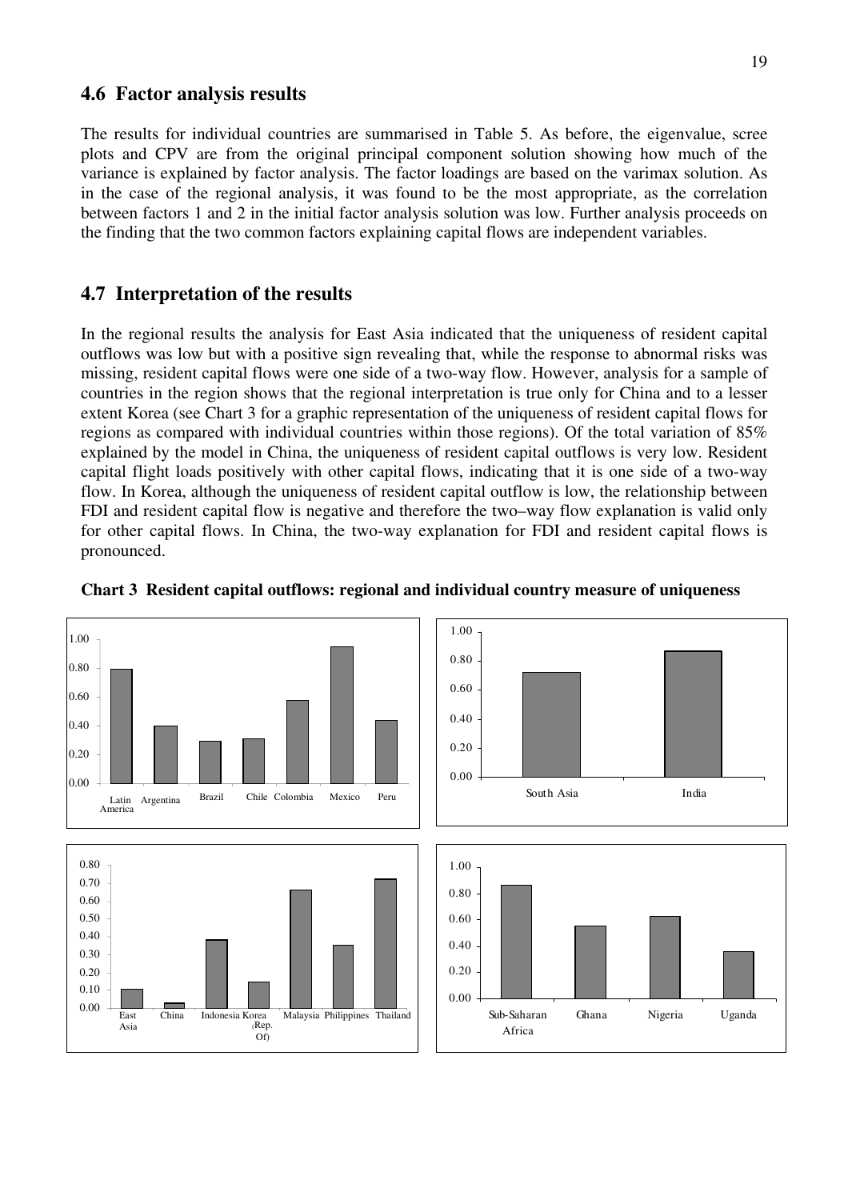## 4.6 Factor analysis results

The results for individual countries are summarised in Table 5. As before, the eigenvalue, scree plots and CPV are from the original principal component solution showing how much of the variance is explained by factor analysis. The factor loadings are based on the varimax solution. As in the case of the regional analysis, it was found to be the most appropriate, as the correlation between factors 1 and 2 in the initial factor analysis solution was low. Further analysis proceeds on the finding that the two common factors explaining capital flows are independent variables.

## 4.7 Interpretation of the results

In the regional results the analysis for East Asia indicated that the uniqueness of resident capital outflows was low but with a positive sign revealing that, while the response to abnormal risks was missing, resident capital flows were one side of a two-way flow. However, analysis for a sample of countries in the region shows that the regional interpretation is true only for China and to a lesser extent Korea (see Chart 3 for a graphic representation of the uniqueness of resident capital flows for regions as compared with individual countries within those regions). Of the total variation of 85% explained by the model in China, the uniqueness of resident capital outflows is very low. Resident capital flight loads positively with other capital flows, indicating that it is one side of a two-way flow. In Korea, although the uniqueness of resident capital outflow is low, the relationship between FDI and resident capital flow is negative and therefore the two–way flow explanation is valid only for other capital flows. In China, the two-way explanation for FDI and resident capital flows is pronounced.

**Chart 3 Resident capital outflows: regional and individual country measure of uniqueness**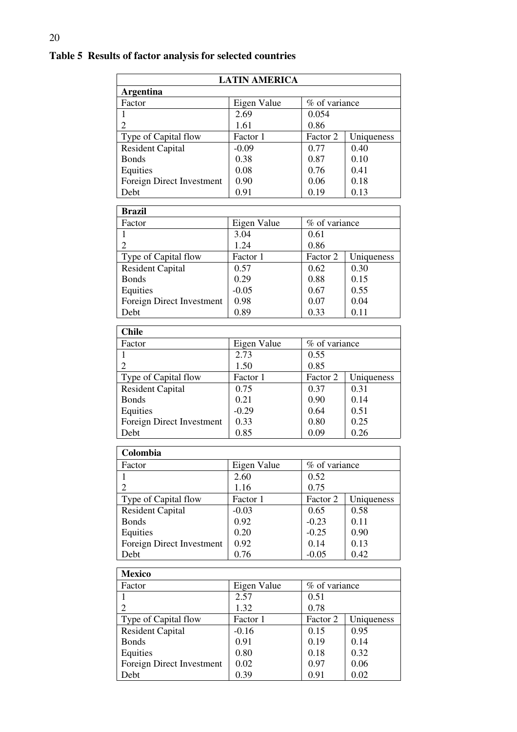**Table 5 Results of factor analysis for selected countries**

**LATIN AMERICA**

**Argentina**

| Factor | Eigen Value | % of variance | |
|---|---|---|---|
| 1 | 2.69 | 0.054 | |
| 2 | 1.61 | 0.86 | |
| Type of Capital flow | Factor 1 | Factor 2 | Uniqueness |
| Resident Capital | -0.09 | 0.77 | 0.40 |
| Bonds | 0.38 | 0.87 | 0.10 |
| Equities | 0.08 | 0.76 | 0.41 |
| Foreign Direct Investment | 0.90 | 0.06 | 0.18 |
| Debt | 0.91 | 0.19 | 0.13 |

**Brazil**

| Factor | Eigen Value | % of variance | |
|---|---|---|---|
| 1 | 3.04 | 0.61 | |
| 2 | 1.24 | 0.86 | |
| Type of Capital flow | Factor 1 | Factor 2 | Uniqueness |
| Resident Capital | 0.57 | 0.62 | 0.30 |
| Bonds | 0.29 | 0.88 | 0.15 |
| Equities | -0.05 | 0.67 | 0.55 |
| Foreign Direct Investment | 0.98 | 0.07 | 0.04 |
| Debt | 0.89 | 0.33 | 0.11 |

**Chile**

| Factor | Eigen Value | % of variance | |
|---|---|---|---|
| 1 | 2.73 | 0.55 | |
| 2 | 1.50 | 0.85 | |
| Type of Capital flow | Factor 1 | Factor 2 | Uniqueness |
| Resident Capital | 0.75 | 0.37 | 0.31 |
| Bonds | 0.21 | 0.90 | 0.14 |
| Equities | -0.29 | 0.64 | 0.51 |
| Foreign Direct Investment | 0.33 | 0.80 | 0.25 |
| Debt | 0.85 | 0.09 | 0.26 |

**Colombia**

| Factor | Eigen Value | % of variance | |
|---|---|---|---|
| 1 | 2.60 | 0.52 | |
| 2 | 1.16 | 0.75 | |
| Type of Capital flow | Factor 1 | Factor 2 | Uniqueness |
| Resident Capital | -0.03 | 0.65 | 0.58 |
| Bonds | 0.92 | -0.23 | 0.11 |
| Equities | 0.20 | -0.25 | 0.90 |
| Foreign Direct Investment | 0.92 | 0.14 | 0.13 |
| Debt | 0.76 | -0.05 | 0.42 |

**Mexico**

| Factor | Eigen Value | % of variance | |
|---|---|---|---|
| 1 | 2.57 | 0.51 | |
| 2 | 1.32 | 0.78 | |
| Type of Capital flow | Factor 1 | Factor 2 | Uniqueness |
| Resident Capital | -0.16 | 0.15 | 0.95 |
| Bonds | 0.91 | 0.19 | 0.14 |
| Equities | 0.80 | 0.18 | 0.32 |
| Foreign Direct Investment | 0.02 | 0.97 | 0.06 |
| Debt | 0.39 | 0.91 | 0.02 |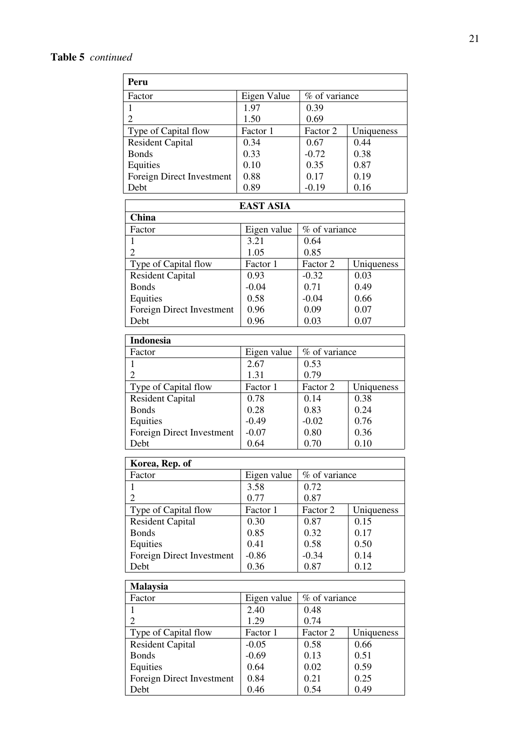**Table 5** *continued*

| Peru | | | |
|---|---|---|---|
| Factor | Eigen Value | % of variance | |
| 1 | 1.97 | 0.39 | |
| 2 | 1.50 | 0.69 | |
| Type of Capital flow | Factor 1 | Factor 2 | Uniqueness |
| Resident Capital | 0.34 | 0.67 | 0.44 |
| Bonds | 0.33 | -0.72 | 0.38 |
| Equities | 0.10 | 0.35 | 0.87 |
| Foreign Direct Investment | 0.88 | 0.17 | 0.19 |
| Debt | 0.89 | -0.19 | 0.16 |

| EAST ASIA | | | |
|---|---|---|---|
| **China** | | | |
| Factor | Eigen value | % of variance | |
| 1 | 3.21 | 0.64 | |
| 2 | 1.05 | 0.85 | |
| Type of Capital flow | Factor 1 | Factor 2 | Uniqueness |
| Resident Capital | 0.93 | -0.32 | 0.03 |
| Bonds | -0.04 | 0.71 | 0.49 |
| Equities | 0.58 | -0.04 | 0.66 |
| Foreign Direct Investment | 0.96 | 0.09 | 0.07 |
| Debt | 0.96 | 0.03 | 0.07 |

| Indonesia | | | |
|---|---|---|---|
| Factor | Eigen value | % of variance | |
| 1 | 2.67 | 0.53 | |
| 2 | 1.31 | 0.79 | |
| Type of Capital flow | Factor 1 | Factor 2 | Uniqueness |
| Resident Capital | 0.78 | 0.14 | 0.38 |
| Bonds | 0.28 | 0.83 | 0.24 |
| Equities | -0.49 | -0.02 | 0.76 |
| Foreign Direct Investment | -0.07 | 0.80 | 0.36 |
| Debt | 0.64 | 0.70 | 0.10 |

| Korea, Rep. of | | | |
|---|---|---|---|
| Factor | Eigen value | % of variance | |
| 1 | 3.58 | 0.72 | |
| 2 | 0.77 | 0.87 | |
| Type of Capital flow | Factor 1 | Factor 2 | Uniqueness |
| Resident Capital | 0.30 | 0.87 | 0.15 |
| Bonds | 0.85 | 0.32 | 0.17 |
| Equities | 0.41 | 0.58 | 0.50 |
| Foreign Direct Investment | -0.86 | -0.34 | 0.14 |
| Debt | 0.36 | 0.87 | 0.12 |

| Malaysia | | | |
|---|---|---|---|
| Factor | Eigen value | % of variance | |
| 1 | 2.40 | 0.48 | |
| 2 | 1.29 | 0.74 | |
| Type of Capital flow | Factor 1 | Factor 2 | Uniqueness |
| Resident Capital | -0.05 | 0.58 | 0.66 |
| Bonds | -0.69 | 0.13 | 0.51 |
| Equities | 0.64 | 0.02 | 0.59 |
| Foreign Direct Investment | 0.84 | 0.21 | 0.25 |
| Debt | 0.46 | 0.54 | 0.49 |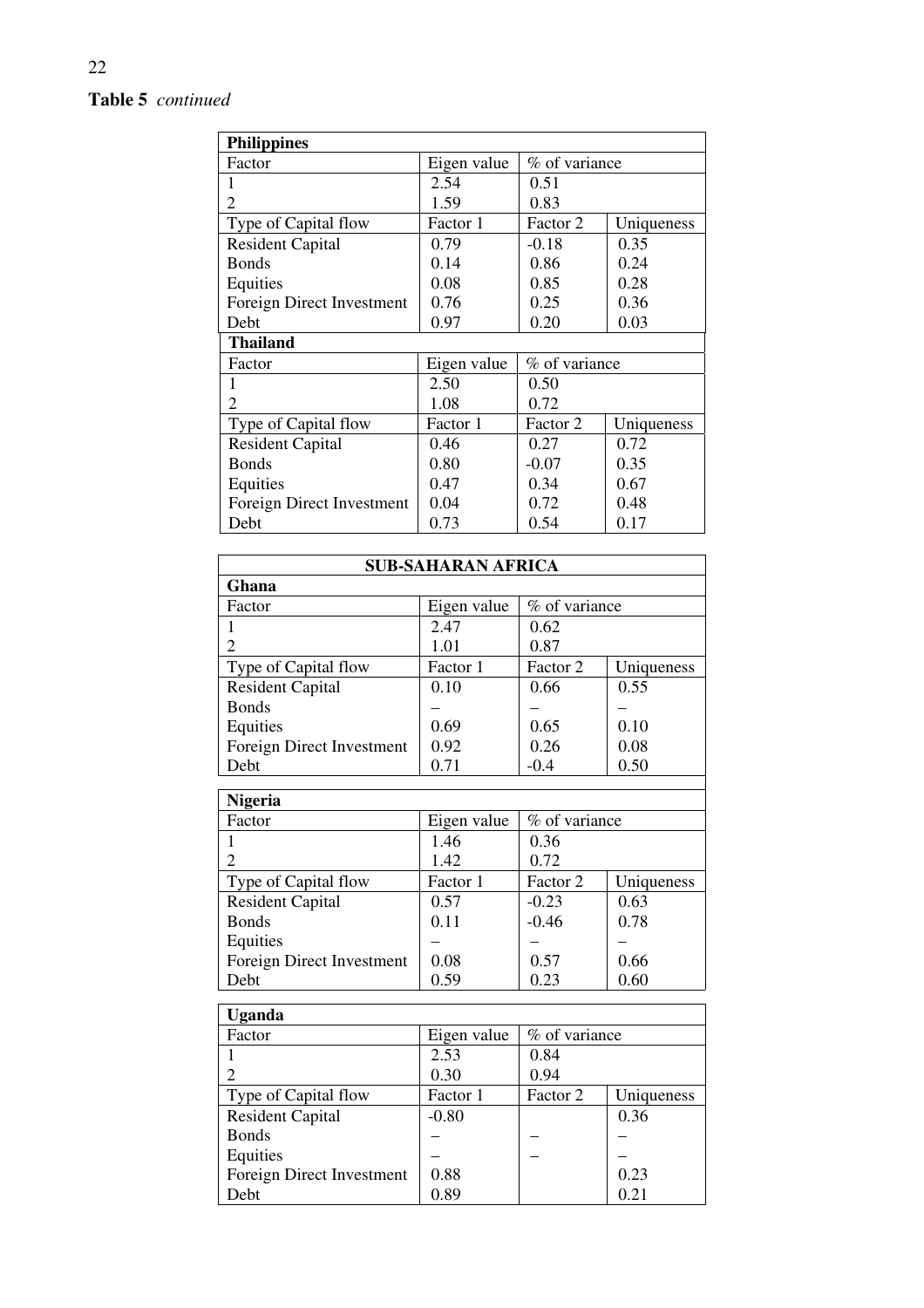**Table 5** *continued*

| **Philippines** | | | |
|---|---|---|---|
| Factor | Eigen value | % of variance | |
| 1 | 2.54 | 0.51 | |
| 2 | 1.59 | 0.83 | |
| Type of Capital flow | Factor 1 | Factor 2 | Uniqueness |
| Resident Capital | 0.79 | -0.18 | 0.35 |
| Bonds | 0.14 | 0.86 | 0.24 |
| Equities | 0.08 | 0.85 | 0.28 |
| Foreign Direct Investment | 0.76 | 0.25 | 0.36 |
| Debt | 0.97 | 0.20 | 0.03 |
| **Thailand** | | | |
| Factor | Eigen value | % of variance | |
| 1 | 2.50 | 0.50 | |
| 2 | 1.08 | 0.72 | |
| Type of Capital flow | Factor 1 | Factor 2 | Uniqueness |
| Resident Capital | 0.46 | 0.27 | 0.72 |
| Bonds | 0.80 | -0.07 | 0.35 |
| Equities | 0.47 | 0.34 | 0.67 |
| Foreign Direct Investment | 0.04 | 0.72 | 0.48 |
| Debt | 0.73 | 0.54 | 0.17 |

| **SUB-SAHARAN AFRICA** | | | |
|---|---|---|---|
| **Ghana** | | | |
| Factor | Eigen value | % of variance | |
| 1 | 2.47 | 0.62 | |
| 2 | 1.01 | 0.87 | |
| Type of Capital flow | Factor 1 | Factor 2 | Uniqueness |
| Resident Capital | 0.10 | 0.66 | 0.55 |
| Bonds | – | – | – |
| Equities | 0.69 | 0.65 | 0.10 |
| Foreign Direct Investment | 0.92 | 0.26 | 0.08 |
| Debt | 0.71 | -0.4 | 0.50 |
| **Nigeria** | | | |
| Factor | Eigen value | % of variance | |
| 1 | 1.46 | 0.36 | |
| 2 | 1.42 | 0.72 | |
| Type of Capital flow | Factor 1 | Factor 2 | Uniqueness |
| Resident Capital | 0.57 | -0.23 | 0.63 |
| Bonds | 0.11 | -0.46 | 0.78 |
| Equities | – | – | – |
| Foreign Direct Investment | 0.08 | 0.57 | 0.66 |
| Debt | 0.59 | 0.23 | 0.60 |
| **Uganda** | | | |
| Factor | Eigen value | % of variance | |
| 1 | 2.53 | 0.84 | |
| 2 | 0.30 | 0.94 | |
| Type of Capital flow | Factor 1 | Factor 2 | Uniqueness |
| Resident Capital | -0.80 | | 0.36 |
| Bonds | – | – | – |
| Equities | – | – | – |
| Foreign Direct Investment | 0.88 | | 0.23 |
| Debt | 0.89 | | 0.21 |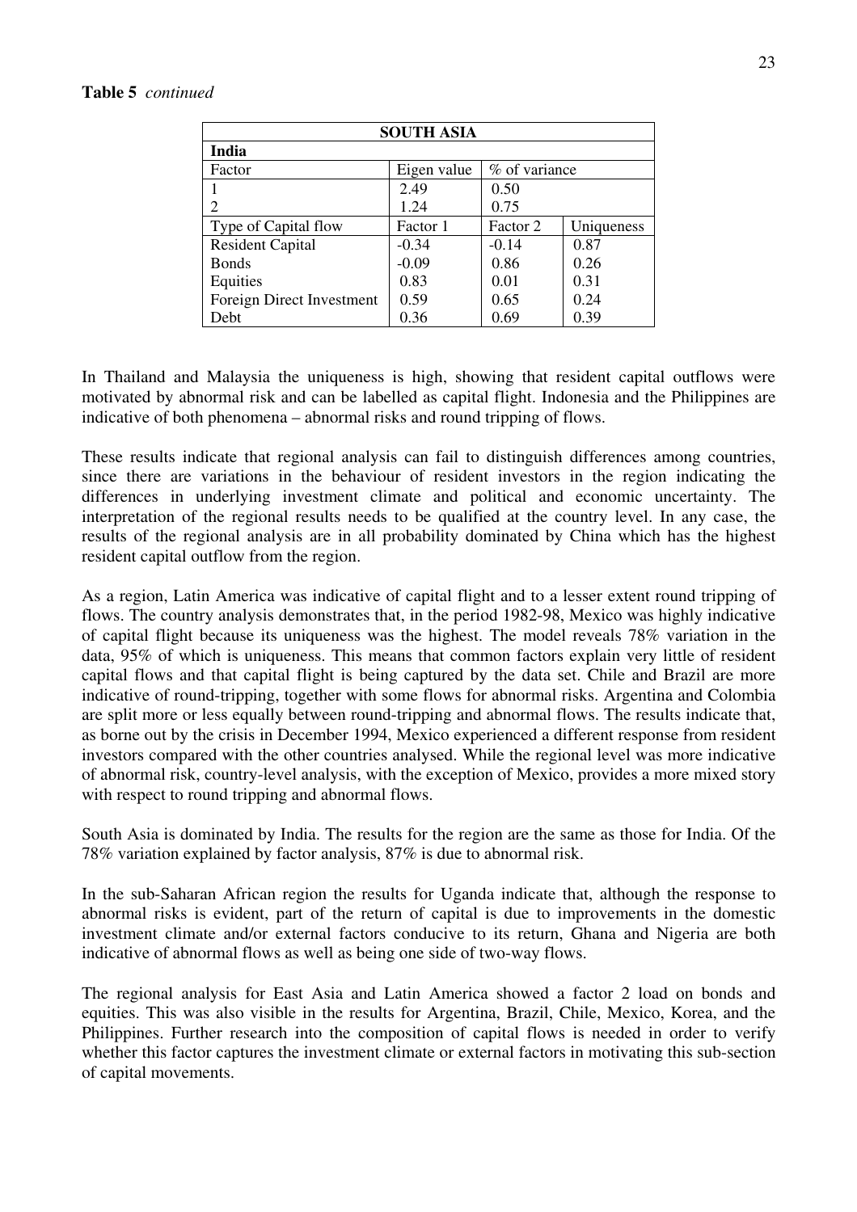**Table 5** *continued*

| SOUTH ASIA | | | |
|---|---|---|---|
| **India** | | | |
| Factor | Eigen value | % of variance | |
| 1 | 2.49 | 0.50 | |
| 2 | 1.24 | 0.75 | |
| Type of Capital flow | Factor 1 | Factor 2 | Uniqueness |
| Resident Capital | -0.34 | -0.14 | 0.87 |
| Bonds | -0.09 | 0.86 | 0.26 |
| Equities | 0.83 | 0.01 | 0.31 |
| Foreign Direct Investment | 0.59 | 0.65 | 0.24 |
| Debt | 0.36 | 0.69 | 0.39 |

In Thailand and Malaysia the uniqueness is high, showing that resident capital outflows were motivated by abnormal risk and can be labelled as capital flight. Indonesia and the Philippines are indicative of both phenomena – abnormal risks and round tripping of flows.

These results indicate that regional analysis can fail to distinguish differences among countries, since there are variations in the behaviour of resident investors in the region indicating the differences in underlying investment climate and political and economic uncertainty. The interpretation of the regional results needs to be qualified at the country level. In any case, the results of the regional analysis are in all probability dominated by China which has the highest resident capital outflow from the region.

As a region, Latin America was indicative of capital flight and to a lesser extent round tripping of flows. The country analysis demonstrates that, in the period 1982-98, Mexico was highly indicative of capital flight because its uniqueness was the highest. The model reveals 78% variation in the data, 95% of which is uniqueness. This means that common factors explain very little of resident capital flows and that capital flight is being captured by the data set. Chile and Brazil are more indicative of round-tripping, together with some flows for abnormal risks. Argentina and Colombia are split more or less equally between round-tripping and abnormal flows. The results indicate that, as borne out by the crisis in December 1994, Mexico experienced a different response from resident investors compared with the other countries analysed. While the regional level was more indicative of abnormal risk, country-level analysis, with the exception of Mexico, provides a more mixed story with respect to round tripping and abnormal flows.

South Asia is dominated by India. The results for the region are the same as those for India. Of the 78% variation explained by factor analysis, 87% is due to abnormal risk.

In the sub-Saharan African region the results for Uganda indicate that, although the response to abnormal risks is evident, part of the return of capital is due to improvements in the domestic investment climate and/or external factors conducive to its return, Ghana and Nigeria are both indicative of abnormal flows as well as being one side of two-way flows.

The regional analysis for East Asia and Latin America showed a factor 2 load on bonds and equities. This was also visible in the results for Argentina, Brazil, Chile, Mexico, Korea, and the Philippines. Further research into the composition of capital flows is needed in order to verify whether this factor captures the investment climate or external factors in motivating this sub-section of capital movements.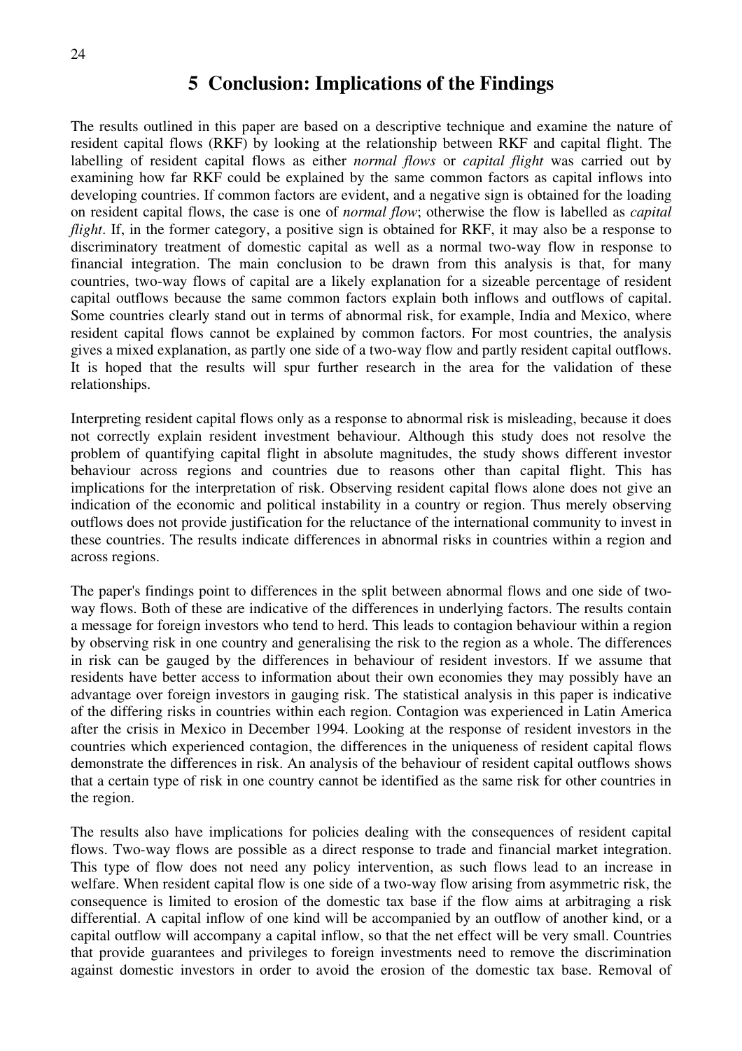## 5 Conclusion: Implications of the Findings

The results outlined in this paper are based on a descriptive technique and examine the nature of resident capital flows (RKF) by looking at the relationship between RKF and capital flight. The labelling of resident capital flows as either *normal flows* or *capital flight* was carried out by examining how far RKF could be explained by the same common factors as capital inflows into developing countries. If common factors are evident, and a negative sign is obtained for the loading on resident capital flows, the case is one of *normal flow*; otherwise the flow is labelled as *capital flight*. If, in the former category, a positive sign is obtained for RKF, it may also be a response to discriminatory treatment of domestic capital as well as a normal two-way flow in response to financial integration. The main conclusion to be drawn from this analysis is that, for many countries, two-way flows of capital are a likely explanation for a sizeable percentage of resident capital outflows because the same common factors explain both inflows and outflows of capital. Some countries clearly stand out in terms of abnormal risk, for example, India and Mexico, where resident capital flows cannot be explained by common factors. For most countries, the analysis gives a mixed explanation, as partly one side of a two-way flow and partly resident capital outflows. It is hoped that the results will spur further research in the area for the validation of these relationships.

Interpreting resident capital flows only as a response to abnormal risk is misleading, because it does not correctly explain resident investment behaviour. Although this study does not resolve the problem of quantifying capital flight in absolute magnitudes, the study shows different investor behaviour across regions and countries due to reasons other than capital flight. This has implications for the interpretation of risk. Observing resident capital flows alone does not give an indication of the economic and political instability in a country or region. Thus merely observing outflows does not provide justification for the reluctance of the international community to invest in these countries. The results indicate differences in abnormal risks in countries within a region and across regions.

The paper's findings point to differences in the split between abnormal flows and one side of two-way flows. Both of these are indicative of the differences in underlying factors. The results contain a message for foreign investors who tend to herd. This leads to contagion behaviour within a region by observing risk in one country and generalising the risk to the region as a whole. The differences in risk can be gauged by the differences in behaviour of resident investors. If we assume that residents have better access to information about their own economies they may possibly have an advantage over foreign investors in gauging risk. The statistical analysis in this paper is indicative of the differing risks in countries within each region. Contagion was experienced in Latin America after the crisis in Mexico in December 1994. Looking at the response of resident investors in the countries which experienced contagion, the differences in the uniqueness of resident capital flows demonstrate the differences in risk. An analysis of the behaviour of resident capital outflows shows that a certain type of risk in one country cannot be identified as the same risk for other countries in the region.

The results also have implications for policies dealing with the consequences of resident capital flows. Two-way flows are possible as a direct response to trade and financial market integration. This type of flow does not need any policy intervention, as such flows lead to an increase in welfare. When resident capital flow is one side of a two-way flow arising from asymmetric risk, the consequence is limited to erosion of the domestic tax base if the flow aims at arbitraging a risk differential. A capital inflow of one kind will be accompanied by an outflow of another kind, or a capital outflow will accompany a capital inflow, so that the net effect will be very small. Countries that provide guarantees and privileges to foreign investments need to remove the discrimination against domestic investors in order to avoid the erosion of the domestic tax base. Removal of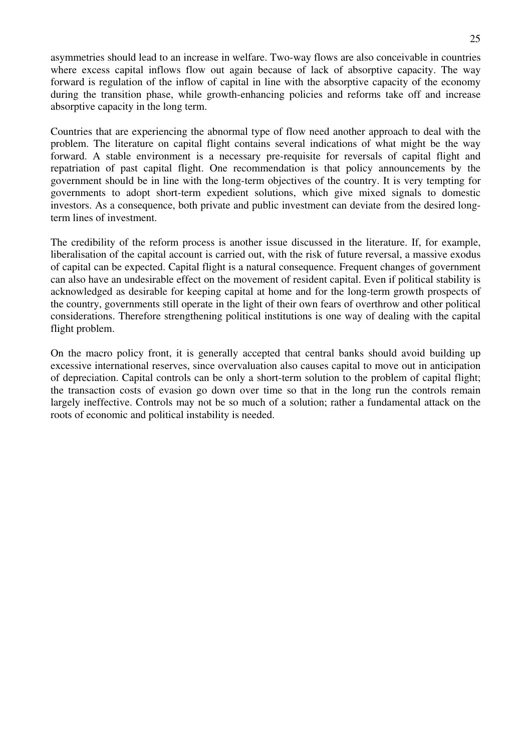asymmetries should lead to an increase in welfare. Two-way flows are also conceivable in countries where excess capital inflows flow out again because of lack of absorptive capacity. The way forward is regulation of the inflow of capital in line with the absorptive capacity of the economy during the transition phase, while growth-enhancing policies and reforms take off and increase absorptive capacity in the long term.

Countries that are experiencing the abnormal type of flow need another approach to deal with the problem. The literature on capital flight contains several indications of what might be the way forward. A stable environment is a necessary pre-requisite for reversals of capital flight and repatriation of past capital flight. One recommendation is that policy announcements by the government should be in line with the long-term objectives of the country. It is very tempting for governments to adopt short-term expedient solutions, which give mixed signals to domestic investors. As a consequence, both private and public investment can deviate from the desired long-term lines of investment.

The credibility of the reform process is another issue discussed in the literature. If, for example, liberalisation of the capital account is carried out, with the risk of future reversal, a massive exodus of capital can be expected. Capital flight is a natural consequence. Frequent changes of government can also have an undesirable effect on the movement of resident capital. Even if political stability is acknowledged as desirable for keeping capital at home and for the long-term growth prospects of the country, governments still operate in the light of their own fears of overthrow and other political considerations. Therefore strengthening political institutions is one way of dealing with the capital flight problem.

On the macro policy front, it is generally accepted that central banks should avoid building up excessive international reserves, since overvaluation also causes capital to move out in anticipation of depreciation. Capital controls can be only a short-term solution to the problem of capital flight; the transaction costs of evasion go down over time so that in the long run the controls remain largely ineffective. Controls may not be so much of a solution; rather a fundamental attack on the roots of economic and political instability is needed.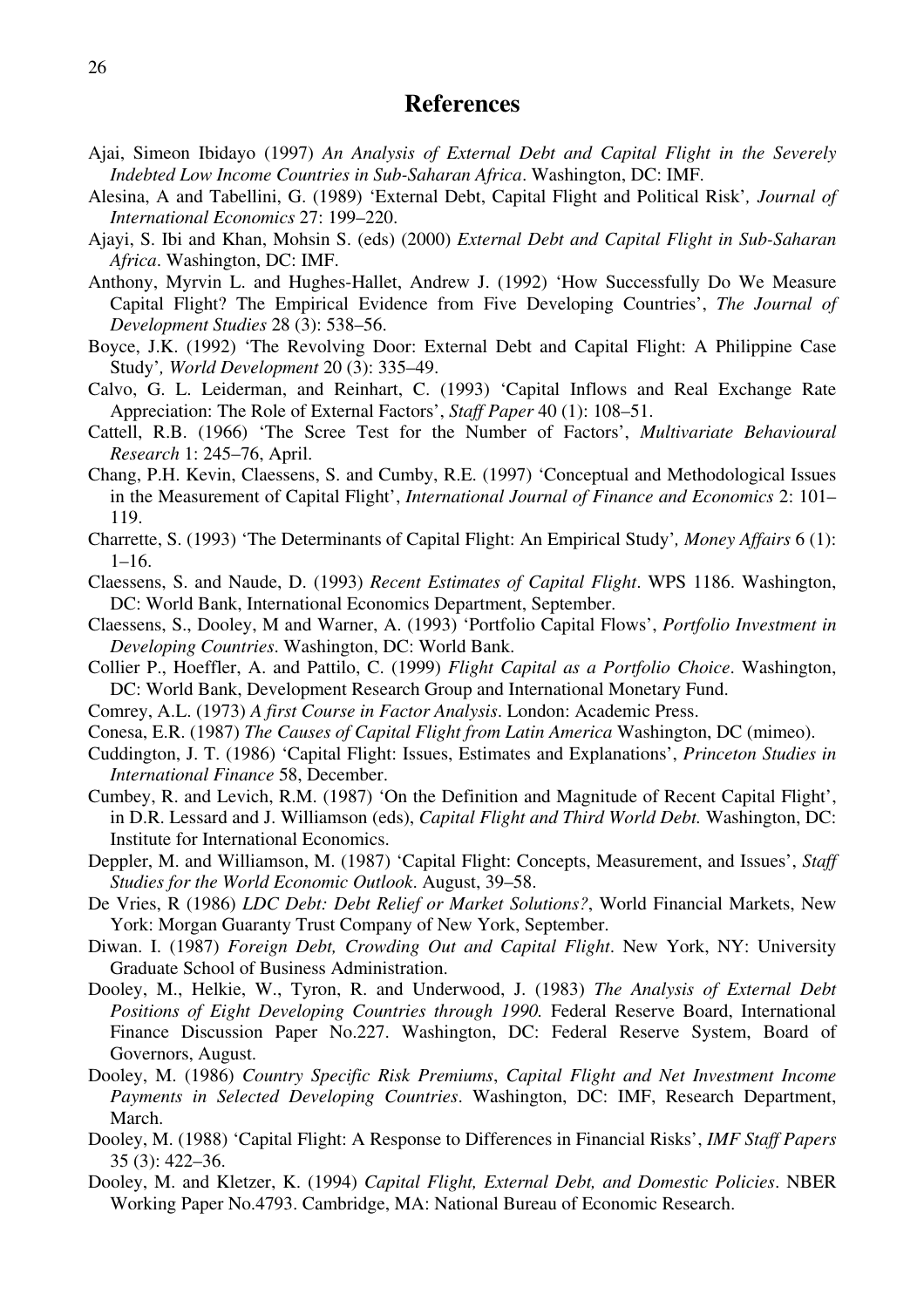# References

Ajai, Simeon Ibidayo (1997) *An Analysis of External Debt and Capital Flight in the Severely Indebted Low Income Countries in Sub-Saharan Africa*. Washington, DC: IMF.

Alesina, A and Tabellini, G. (1989) 'External Debt, Capital Flight and Political Risk', *Journal of International Economics* 27: 199–220.

Ajayi, S. Ibi and Khan, Mohsin S. (eds) (2000) *External Debt and Capital Flight in Sub-Saharan Africa*. Washington, DC: IMF.

Anthony, Myrvin L. and Hughes-Hallet, Andrew J. (1992) 'How Successfully Do We Measure Capital Flight? The Empirical Evidence from Five Developing Countries', *The Journal of Development Studies* 28 (3): 538–56.

Boyce, J.K. (1992) 'The Revolving Door: External Debt and Capital Flight: A Philippine Case Study', *World Development* 20 (3): 335–49.

Calvo, G. L. Leiderman, and Reinhart, C. (1993) 'Capital Inflows and Real Exchange Rate Appreciation: The Role of External Factors', *Staff Paper* 40 (1): 108–51.

Cattell, R.B. (1966) 'The Scree Test for the Number of Factors', *Multivariate Behavioural Research* 1: 245–76, April.

Chang, P.H. Kevin, Claessens, S. and Cumby, R.E. (1997) 'Conceptual and Methodological Issues in the Measurement of Capital Flight', *International Journal of Finance and Economics* 2: 101–119.

Charrette, S. (1993) 'The Determinants of Capital Flight: An Empirical Study', *Money Affairs* 6 (1): 1–16.

Claessens, S. and Naude, D. (1993) *Recent Estimates of Capital Flight*. WPS 1186. Washington, DC: World Bank, International Economics Department, September.

Claessens, S., Dooley, M and Warner, A. (1993) 'Portfolio Capital Flows', *Portfolio Investment in Developing Countries*. Washington, DC: World Bank.

Collier P., Hoeffler, A. and Pattilo, C. (1999) *Flight Capital as a Portfolio Choice*. Washington, DC: World Bank, Development Research Group and International Monetary Fund.

Comrey, A.L. (1973) *A first Course in Factor Analysis*. London: Academic Press.

Conesa, E.R. (1987) *The Causes of Capital Flight from Latin America* Washington, DC (mimeo).

Cuddington, J. T. (1986) 'Capital Flight: Issues, Estimates and Explanations', *Princeton Studies in International Finance* 58, December.

Cumbey, R. and Levich, R.M. (1987) 'On the Definition and Magnitude of Recent Capital Flight', in D.R. Lessard and J. Williamson (eds), *Capital Flight and Third World Debt.* Washington, DC: Institute for International Economics.

Deppler, M. and Williamson, M. (1987) 'Capital Flight: Concepts, Measurement, and Issues', *Staff Studies for the World Economic Outlook*. August, 39–58.

De Vries, R (1986) *LDC Debt: Debt Relief or Market Solutions?*, World Financial Markets, New York: Morgan Guaranty Trust Company of New York, September.

Diwan. I. (1987) *Foreign Debt, Crowding Out and Capital Flight*. New York, NY: University Graduate School of Business Administration.

Dooley, M., Helkie, W., Tyron, R. and Underwood, J. (1983) *The Analysis of External Debt Positions of Eight Developing Countries through 1990.* Federal Reserve Board, International Finance Discussion Paper No.227. Washington, DC: Federal Reserve System, Board of Governors, August.

Dooley, M. (1986) *Country Specific Risk Premiums*, *Capital Flight and Net Investment Income Payments in Selected Developing Countries*. Washington, DC: IMF, Research Department, March.

Dooley, M. (1988) 'Capital Flight: A Response to Differences in Financial Risks', *IMF Staff Papers* 35 (3): 422–36.

Dooley, M. and Kletzer, K. (1994) *Capital Flight, External Debt, and Domestic Policies*. NBER Working Paper No.4793. Cambridge, MA: National Bureau of Economic Research.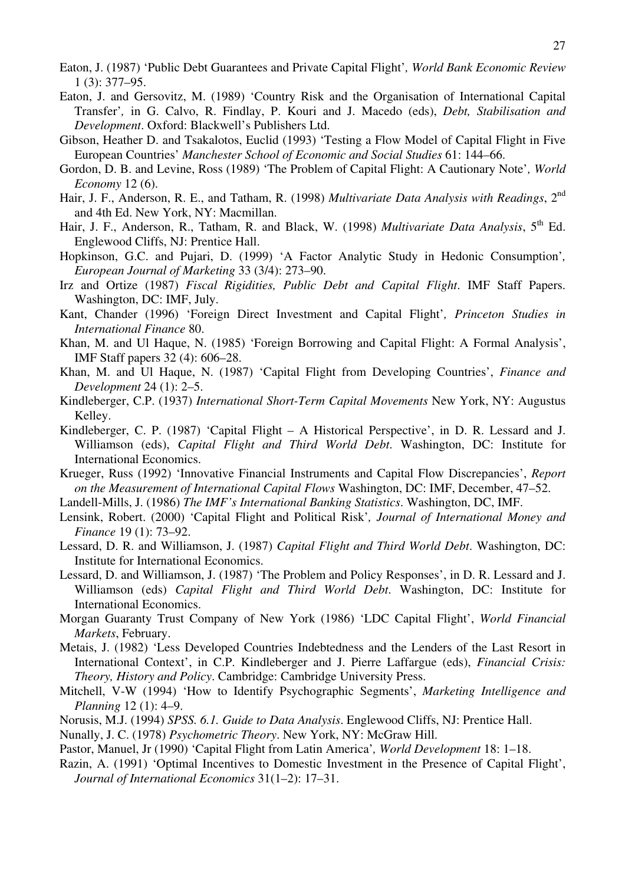Eaton, J. (1987) 'Public Debt Guarantees and Private Capital Flight', *World Bank Economic Review* 1 (3): 377–95.

Eaton, J. and Gersovitz, M. (1989) 'Country Risk and the Organisation of International Capital Transfer', in G. Calvo, R. Findlay, P. Kouri and J. Macedo (eds), *Debt, Stabilisation and Development*. Oxford: Blackwell's Publishers Ltd.

Gibson, Heather D. and Tsakalotos, Euclid (1993) 'Testing a Flow Model of Capital Flight in Five European Countries' *Manchester School of Economic and Social Studies* 61: 144–66.

Gordon, D. B. and Levine, Ross (1989) 'The Problem of Capital Flight: A Cautionary Note', *World Economy* 12 (6).

Hair, J. F., Anderson, R. E., and Tatham, R. (1998) *Multivariate Data Analysis with Readings*, 2nd and 4th Ed. New York, NY: Macmillan.

Hair, J. F., Anderson, R., Tatham, R. and Black, W. (1998) *Multivariate Data Analysis*, 5th Ed. Englewood Cliffs, NJ: Prentice Hall.

Hopkinson, G.C. and Pujari, D. (1999) 'A Factor Analytic Study in Hedonic Consumption', *European Journal of Marketing* 33 (3/4): 273–90.

Irz and Ortize (1987) *Fiscal Rigidities, Public Debt and Capital Flight*. IMF Staff Papers. Washington, DC: IMF, July.

Kant, Chander (1996) 'Foreign Direct Investment and Capital Flight', *Princeton Studies in International Finance* 80.

Khan, M. and Ul Haque, N. (1985) 'Foreign Borrowing and Capital Flight: A Formal Analysis', IMF Staff papers 32 (4): 606–28.

Khan, M. and Ul Haque, N. (1987) 'Capital Flight from Developing Countries', *Finance and Development* 24 (1): 2–5.

Kindleberger, C.P. (1937) *International Short-Term Capital Movements* New York, NY: Augustus Kelley.

Kindleberger, C. P. (1987) 'Capital Flight – A Historical Perspective', in D. R. Lessard and J. Williamson (eds), *Capital Flight and Third World Debt*. Washington, DC: Institute for International Economics.

Krueger, Russ (1992) 'Innovative Financial Instruments and Capital Flow Discrepancies', *Report on the Measurement of International Capital Flows* Washington, DC: IMF, December, 47–52.

Landell-Mills, J. (1986) *The IMF's International Banking Statistics*. Washington, DC, IMF.

Lensink, Robert. (2000) 'Capital Flight and Political Risk', *Journal of International Money and Finance* 19 (1): 73–92.

Lessard, D. R. and Williamson, J. (1987) *Capital Flight and Third World Debt*. Washington, DC: Institute for International Economics.

Lessard, D. and Williamson, J. (1987) 'The Problem and Policy Responses', in D. R. Lessard and J. Williamson (eds) *Capital Flight and Third World Debt*. Washington, DC: Institute for International Economics.

Morgan Guaranty Trust Company of New York (1986) 'LDC Capital Flight', *World Financial Markets*, February.

Metais, J. (1982) 'Less Developed Countries Indebtedness and the Lenders of the Last Resort in International Context', in C.P. Kindleberger and J. Pierre Laffargue (eds), *Financial Crisis: Theory, History and Policy*. Cambridge: Cambridge University Press.

Mitchell, V-W (1994) 'How to Identify Psychographic Segments', *Marketing Intelligence and Planning* 12 (1): 4–9.

Norusis, M.J. (1994) *SPSS. 6.1. Guide to Data Analysis*. Englewood Cliffs, NJ: Prentice Hall.

Nunally, J. C. (1978) *Psychometric Theory*. New York, NY: McGraw Hill.

Pastor, Manuel, Jr (1990) 'Capital Flight from Latin America', *World Development* 18: 1–18.

Razin, A. (1991) 'Optimal Incentives to Domestic Investment in the Presence of Capital Flight', *Journal of International Economics* 31(1–2): 17–31.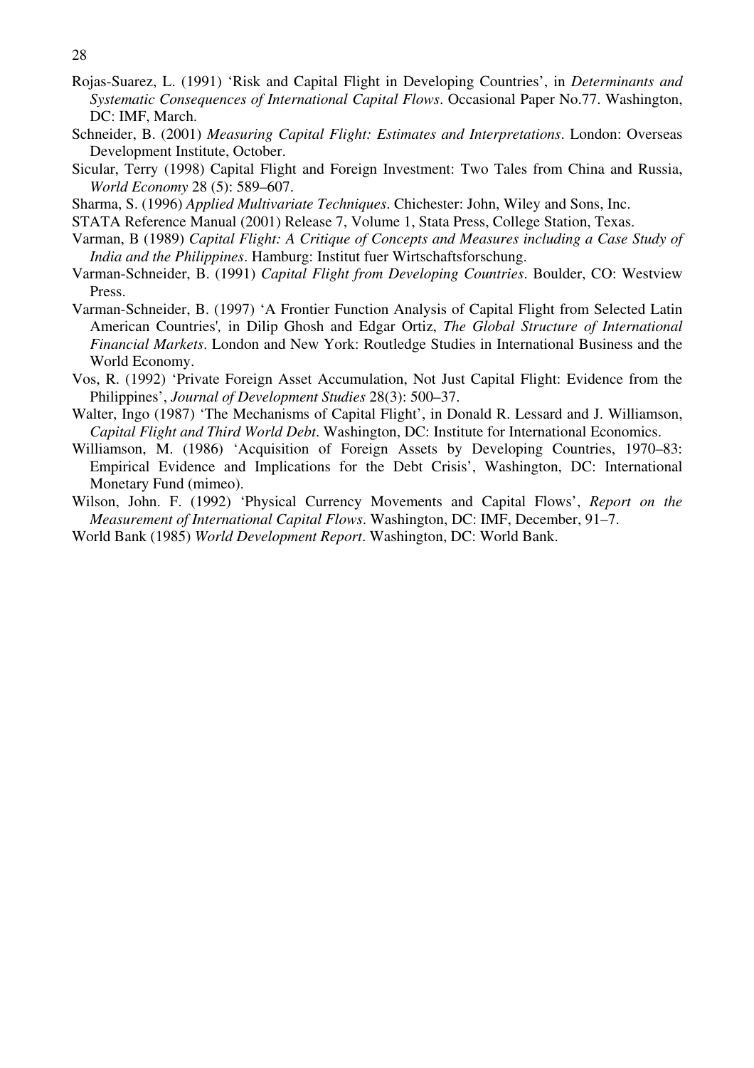Rojas-Suarez, L. (1991) 'Risk and Capital Flight in Developing Countries', in *Determinants and Systematic Consequences of International Capital Flows*. Occasional Paper No.77. Washington, DC: IMF, March.

Schneider, B. (2001) *Measuring Capital Flight: Estimates and Interpretations*. London: Overseas Development Institute, October.

Sicular, Terry (1998) Capital Flight and Foreign Investment: Two Tales from China and Russia, *World Economy* 28 (5): 589–607.

Sharma, S. (1996) *Applied Multivariate Techniques*. Chichester: John, Wiley and Sons, Inc.

STATA Reference Manual (2001) Release 7, Volume 1, Stata Press, College Station, Texas.

Varman, B (1989) *Capital Flight: A Critique of Concepts and Measures including a Case Study of India and the Philippines*. Hamburg: Institut fuer Wirtschaftsforschung.

Varman-Schneider, B. (1991) *Capital Flight from Developing Countries*. Boulder, CO: Westview Press.

Varman-Schneider, B. (1997) 'A Frontier Function Analysis of Capital Flight from Selected Latin American Countries', in Dilip Ghosh and Edgar Ortiz, *The Global Structure of International Financial Markets*. London and New York: Routledge Studies in International Business and the World Economy.

Vos, R. (1992) 'Private Foreign Asset Accumulation, Not Just Capital Flight: Evidence from the Philippines', *Journal of Development Studies* 28(3): 500–37.

Walter, Ingo (1987) 'The Mechanisms of Capital Flight', in Donald R. Lessard and J. Williamson, *Capital Flight and Third World Debt*. Washington, DC: Institute for International Economics.

Williamson, M. (1986) 'Acquisition of Foreign Assets by Developing Countries, 1970–83: Empirical Evidence and Implications for the Debt Crisis', Washington, DC: International Monetary Fund (mimeo).

Wilson, John. F. (1992) 'Physical Currency Movements and Capital Flows', *Report on the Measurement of International Capital Flows*. Washington, DC: IMF, December, 91–7.

World Bank (1985) *World Development Report*. Washington, DC: World Bank.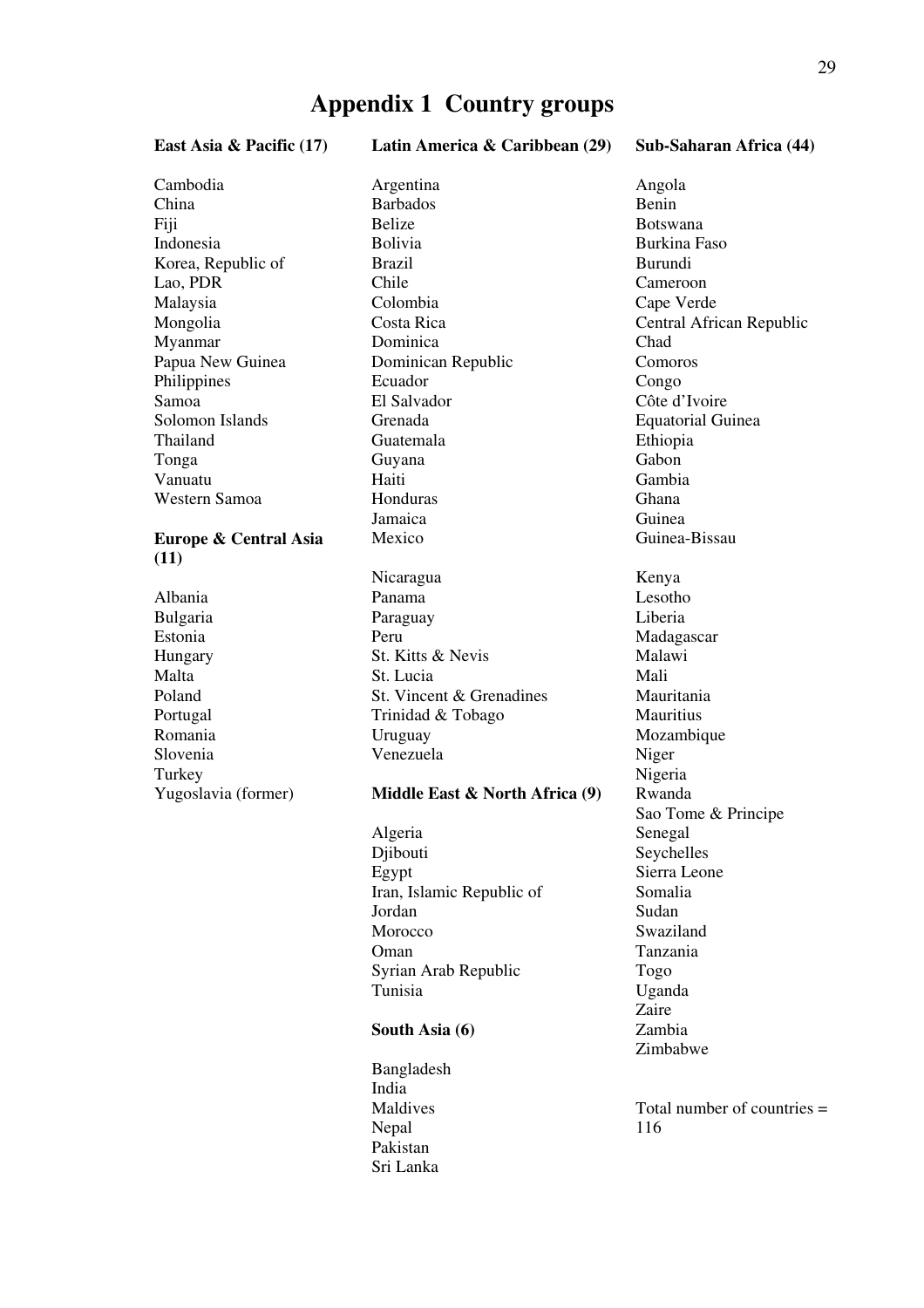# Appendix 1 Country groups

**East Asia & Pacific (17)**

Cambodia
China
Fiji
Indonesia
Korea, Republic of
Lao, PDR
Malaysia
Mongolia
Myanmar
Papua New Guinea
Philippines
Samoa
Solomon Islands
Thailand
Tonga
Vanuatu
Western Samoa

**Europe & Central Asia (11)**

Albania
Bulgaria
Estonia
Hungary
Malta
Poland
Portugal
Romania
Slovenia
Turkey
Yugoslavia (former)

**Latin America & Caribbean (29)**

Argentina
Barbados
Belize
Bolivia
Brazil
Chile
Colombia
Costa Rica
Dominica
Dominican Republic
Ecuador
El Salvador
Grenada
Guatemala
Guyana
Haiti
Honduras
Jamaica
Mexico
Nicaragua
Panama
Paraguay
Peru
St. Kitts & Nevis
St. Lucia
St. Vincent & Grenadines
Trinidad & Tobago
Uruguay
Venezuela

**Middle East & North Africa (9)**

Algeria
Djibouti
Egypt
Iran, Islamic Republic of
Jordan
Morocco
Oman
Syrian Arab Republic
Tunisia

**South Asia (6)**

Bangladesh
India
Maldives
Nepal
Pakistan
Sri Lanka

**Sub-Saharan Africa (44)**

Angola
Benin
Botswana
Burkina Faso
Burundi
Cameroon
Cape Verde
Central African Republic
Chad
Comoros
Congo
Côte d'Ivoire
Equatorial Guinea
Ethiopia
Gabon
Gambia
Ghana
Guinea
Guinea-Bissau
Kenya
Lesotho
Liberia
Madagascar
Malawi
Mali
Mauritania
Mauritius
Mozambique
Niger
Nigeria
Rwanda
Sao Tome & Principe
Senegal
Seychelles
Sierra Leone
Somalia
Sudan
Swaziland
Tanzania
Togo
Uganda
Zaire
Zambia
Zimbabwe

Total number of countries = 116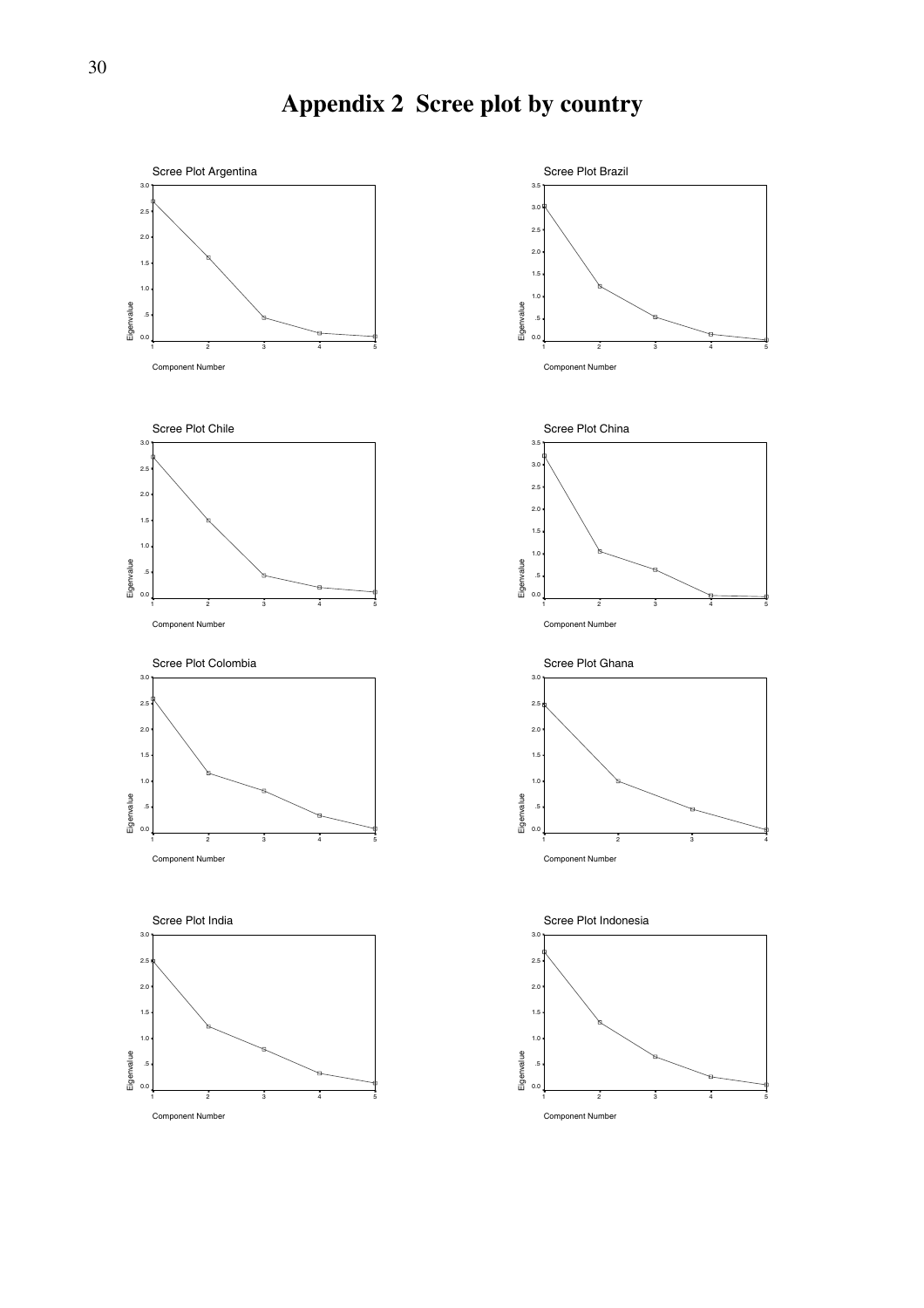# Appendix 2 Scree plot by country

Scree Plot Argentina

Eigenvalue

Component Number

Scree Plot Brazil

Eigenvalue

Component Number

Scree Plot Chile

Eigenvalue

Component Number

Scree Plot China

Eigenvalue

Component Number

Scree Plot Colombia

Eigenvalue

Component Number

Scree Plot Ghana

Eigenvalue

Component Number

Scree Plot India

Eigenvalue

Component Number

Scree Plot Indonesia

Eigenvalue

Component Number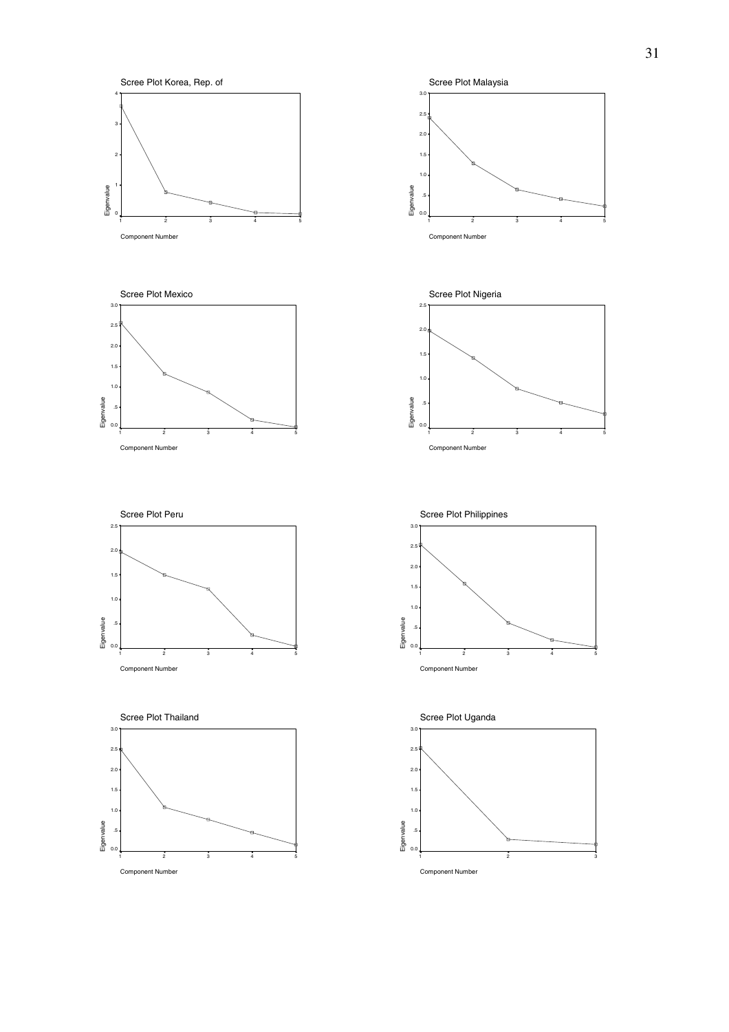Scree Plot Korea, Rep. of

Eigenvalue

Component Number

Scree Plot Malaysia

Eigenvalue

Component Number

Scree Plot Mexico

Eigenvalue

Component Number

Scree Plot Nigeria

Eigenvalue

Component Number

Scree Plot Peru

Eigenvalue

Component Number

Scree Plot Philippines

Eigenvalue

Component Number

Scree Plot Thailand

Eigenvalue

Component Number

Scree Plot Uganda

Eigenvalue

Component Number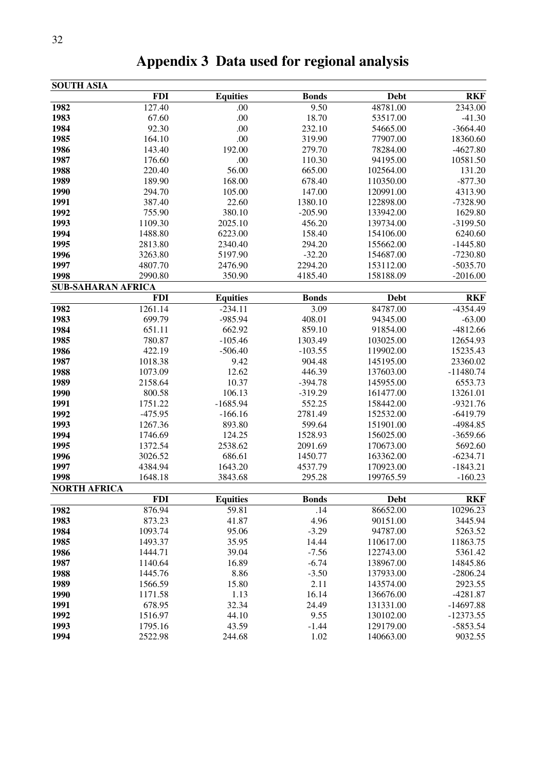# Appendix 3 Data used for regional analysis

**SOUTH ASIA**

| | FDI | Equities | Bonds | Debt | RKF |
|---|---|---|---|---|---|
| **1982** | 127.40 | .00 | 9.50 | 48781.00 | 2343.00 |
| **1983** | 67.60 | .00 | 18.70 | 53517.00 | -41.30 |
| **1984** | 92.30 | .00 | 232.10 | 54665.00 | -3664.40 |
| **1985** | 164.10 | .00 | 319.90 | 77907.00 | 18360.60 |
| **1986** | 143.40 | 192.00 | 279.70 | 78284.00 | -4627.80 |
| **1987** | 176.60 | .00 | 110.30 | 94195.00 | 10581.50 |
| **1988** | 220.40 | 56.00 | 665.00 | 102564.00 | 131.20 |
| **1989** | 189.90 | 168.00 | 678.40 | 110350.00 | -877.30 |
| **1990** | 294.70 | 105.00 | 147.00 | 120991.00 | 4313.90 |
| **1991** | 387.40 | 22.60 | 1380.10 | 122898.00 | -7328.90 |
| **1992** | 755.90 | 380.10 | -205.90 | 133942.00 | 1629.80 |
| **1993** | 1109.30 | 2025.10 | 456.20 | 139734.00 | -3199.50 |
| **1994** | 1488.80 | 6223.00 | 158.40 | 154106.00 | 6240.60 |
| **1995** | 2813.80 | 2340.40 | 294.20 | 155662.00 | -1445.80 |
| **1996** | 3263.80 | 5197.90 | -32.20 | 154687.00 | -7230.80 |
| **1997** | 4807.70 | 2476.90 | 2294.20 | 153112.00 | -5035.70 |
| **1998** | 2990.80 | 350.90 | 4185.40 | 158188.09 | -2016.00 |

**SUB-SAHARAN AFRICA**

| | FDI | Equities | Bonds | Debt | RKF |
|---|---|---|---|---|---|
| **1982** | 1261.14 | -234.11 | 3.09 | 84787.00 | -4354.49 |
| **1983** | 699.79 | -985.94 | 408.01 | 94345.00 | -63.00 |
| **1984** | 651.11 | 662.92 | 859.10 | 91854.00 | -4812.66 |
| **1985** | 780.87 | -105.46 | 1303.49 | 103025.00 | 12654.93 |
| **1986** | 422.19 | -506.40 | -103.55 | 119902.00 | 15235.43 |
| **1987** | 1018.38 | 9.42 | 904.48 | 145195.00 | 23360.02 |
| **1988** | 1073.09 | 12.62 | 446.39 | 137603.00 | -11480.74 |
| **1989** | 2158.64 | 10.37 | -394.78 | 145955.00 | 6553.73 |
| **1990** | 800.58 | 106.13 | -319.29 | 161477.00 | 13261.01 |
| **1991** | 1751.22 | -1685.94 | 552.25 | 158442.00 | -9321.76 |
| **1992** | -475.95 | -166.16 | 2781.49 | 152532.00 | -6419.79 |
| **1993** | 1267.36 | 893.80 | 599.64 | 151901.00 | -4984.85 |
| **1994** | 1746.69 | 124.25 | 1528.93 | 156025.00 | -3659.66 |
| **1995** | 1372.54 | 2538.62 | 2091.69 | 170673.00 | 5692.60 |
| **1996** | 3026.52 | 686.61 | 1450.77 | 163362.00 | -6234.71 |
| **1997** | 4384.94 | 1643.20 | 4537.79 | 170923.00 | -1843.21 |
| **1998** | 1648.18 | 3843.68 | 295.28 | 199765.59 | -160.23 |

**NORTH AFRICA**

| | FDI | Equities | Bonds | Debt | RKF |
|---|---|---|---|---|---|
| **1982** | 876.94 | 59.81 | .14 | 86652.00 | 10296.23 |
| **1983** | 873.23 | 41.87 | 4.96 | 90151.00 | 3445.94 |
| **1984** | 1093.74 | 95.06 | -3.29 | 94787.00 | 5263.52 |
| **1985** | 1493.37 | 35.95 | 14.44 | 110617.00 | 11863.75 |
| **1986** | 1444.71 | 39.04 | -7.56 | 122743.00 | 5361.42 |
| **1987** | 1140.64 | 16.89 | -6.74 | 138967.00 | 14845.86 |
| **1988** | 1445.76 | 8.86 | -3.50 | 137933.00 | -2806.24 |
| **1989** | 1566.59 | 15.80 | 2.11 | 143574.00 | 2923.55 |
| **1990** | 1171.58 | 1.13 | 16.14 | 136676.00 | -4281.87 |
| **1991** | 678.95 | 32.34 | 24.49 | 131331.00 | -14697.88 |
| **1992** | 1516.97 | 44.10 | 9.55 | 130102.00 | -12373.55 |
| **1993** | 1795.16 | 43.59 | -1.44 | 129179.00 | -5853.54 |
| **1994** | 2522.98 | 244.68 | 1.02 | 140663.00 | 9032.55 |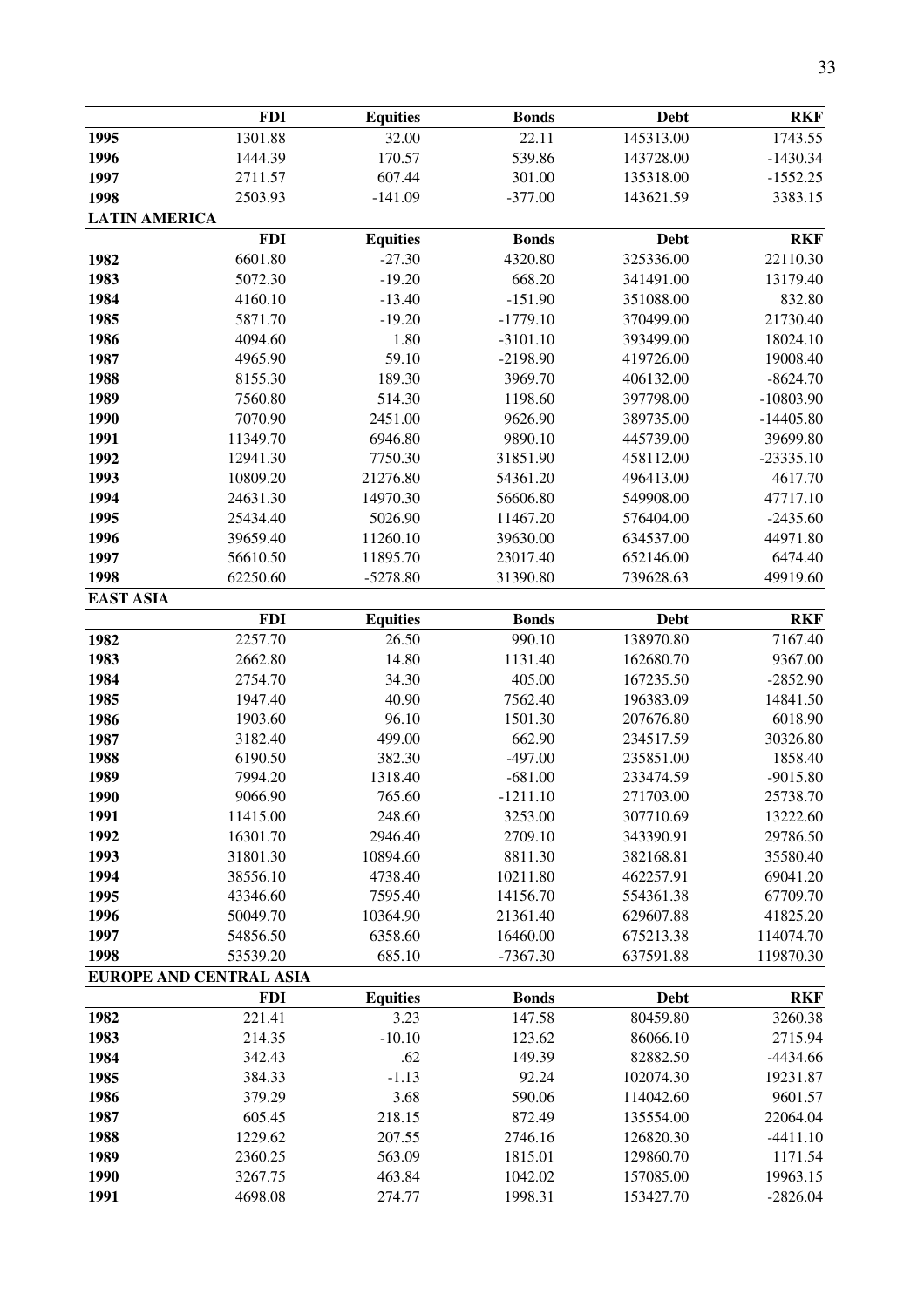| | FDI | Equities | Bonds | Debt | RKF |
|---|---|---|---|---|---|
| 1995 | 1301.88 | 32.00 | 22.11 | 145313.00 | 1743.55 |
| 1996 | 1444.39 | 170.57 | 539.86 | 143728.00 | -1430.34 |
| 1997 | 2711.57 | 607.44 | 301.00 | 135318.00 | -1552.25 |
| 1998 | 2503.93 | -141.09 | -377.00 | 143621.59 | 3383.15 |

**LATIN AMERICA**

| | FDI | Equities | Bonds | Debt | RKF |
|---|---|---|---|---|---|
| 1982 | 6601.80 | -27.30 | 4320.80 | 325336.00 | 22110.30 |
| 1983 | 5072.30 | -19.20 | 668.20 | 341491.00 | 13179.40 |
| 1984 | 4160.10 | -13.40 | -151.90 | 351088.00 | 832.80 |
| 1985 | 5871.70 | -19.20 | -1779.10 | 370499.00 | 21730.40 |
| 1986 | 4094.60 | 1.80 | -3101.10 | 393499.00 | 18024.10 |
| 1987 | 4965.90 | 59.10 | -2198.90 | 419726.00 | 19008.40 |
| 1988 | 8155.30 | 189.30 | 3969.70 | 406132.00 | -8624.70 |
| 1989 | 7560.80 | 514.30 | 1198.60 | 397798.00 | -10803.90 |
| 1990 | 7070.90 | 2451.00 | 9626.90 | 389735.00 | -14405.80 |
| 1991 | 11349.70 | 6946.80 | 9890.10 | 445739.00 | 39699.80 |
| 1992 | 12941.30 | 7750.30 | 31851.90 | 458112.00 | -23335.10 |
| 1993 | 10809.20 | 21276.80 | 54361.20 | 496413.00 | 4617.70 |
| 1994 | 24631.30 | 14970.30 | 56606.80 | 549908.00 | 47717.10 |
| 1995 | 25434.40 | 5026.90 | 11467.20 | 576404.00 | -2435.60 |
| 1996 | 39659.40 | 11260.10 | 39630.00 | 634537.00 | 44971.80 |
| 1997 | 56610.50 | 11895.70 | 23017.40 | 652146.00 | 6474.40 |
| 1998 | 62250.60 | -5278.80 | 31390.80 | 739628.63 | 49919.60 |

**EAST ASIA**

| | FDI | Equities | Bonds | Debt | RKF |
|---|---|---|---|---|---|
| 1982 | 2257.70 | 26.50 | 990.10 | 138970.80 | 7167.40 |
| 1983 | 2662.80 | 14.80 | 1131.40 | 162680.70 | 9367.00 |
| 1984 | 2754.70 | 34.30 | 405.00 | 167235.50 | -2852.90 |
| 1985 | 1947.40 | 40.90 | 7562.40 | 196383.09 | 14841.50 |
| 1986 | 1903.60 | 96.10 | 1501.30 | 207676.80 | 6018.90 |
| 1987 | 3182.40 | 499.00 | 662.90 | 234517.59 | 30326.80 |
| 1988 | 6190.50 | 382.30 | -497.00 | 235851.00 | 1858.40 |
| 1989 | 7994.20 | 1318.40 | -681.00 | 233474.59 | -9015.80 |
| 1990 | 9066.90 | 765.60 | -1211.10 | 271703.00 | 25738.70 |
| 1991 | 11415.00 | 248.60 | 3253.00 | 307710.69 | 13222.60 |
| 1992 | 16301.70 | 2946.40 | 2709.10 | 343390.91 | 29786.50 |
| 1993 | 31801.30 | 10894.60 | 8811.30 | 382168.81 | 35580.40 |
| 1994 | 38556.10 | 4738.40 | 10211.80 | 462257.91 | 69041.20 |
| 1995 | 43346.60 | 7595.40 | 14156.70 | 554361.38 | 67709.70 |
| 1996 | 50049.70 | 10364.90 | 21361.40 | 629607.88 | 41825.20 |
| 1997 | 54856.50 | 6358.60 | 16460.00 | 675213.38 | 114074.70 |
| 1998 | 53539.20 | 685.10 | -7367.30 | 637591.88 | 119870.30 |

**EUROPE AND CENTRAL ASIA**

| | FDI | Equities | Bonds | Debt | RKF |
|---|---|---|---|---|---|
| 1982 | 221.41 | 3.23 | 147.58 | 80459.80 | 3260.38 |
| 1983 | 214.35 | -10.10 | 123.62 | 86066.10 | 2715.94 |
| 1984 | 342.43 | .62 | 149.39 | 82882.50 | -4434.66 |
| 1985 | 384.33 | -1.13 | 92.24 | 102074.30 | 19231.87 |
| 1986 | 379.29 | 3.68 | 590.06 | 114042.60 | 9601.57 |
| 1987 | 605.45 | 218.15 | 872.49 | 135554.00 | 22064.04 |
| 1988 | 1229.62 | 207.55 | 2746.16 | 126820.30 | -4411.10 |
| 1989 | 2360.25 | 563.09 | 1815.01 | 129860.70 | 1171.54 |
| 1990 | 3267.75 | 463.84 | 1042.02 | 157085.00 | 19963.15 |
| 1991 | 4698.08 | 274.77 | 1998.31 | 153427.70 | -2826.04 |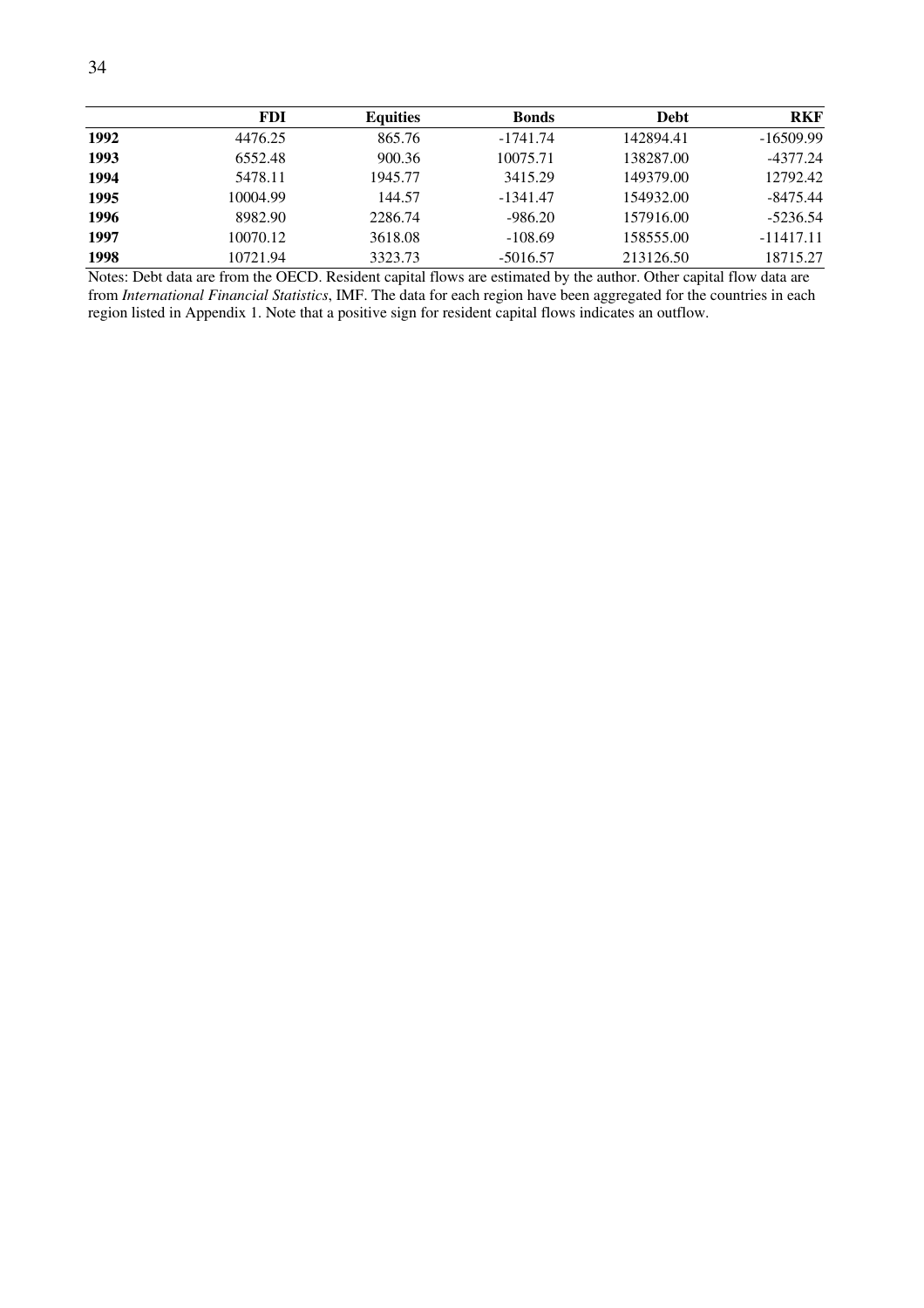| | **FDI** | **Equities** | **Bonds** | **Debt** | **RKF** |
|---|---|---|---|---|---|
| **1992** | 4476.25 | 865.76 | -1741.74 | 142894.41 | -16509.99 |
| **1993** | 6552.48 | 900.36 | 10075.71 | 138287.00 | -4377.24 |
| **1994** | 5478.11 | 1945.77 | 3415.29 | 149379.00 | 12792.42 |
| **1995** | 10004.99 | 144.57 | -1341.47 | 154932.00 | -8475.44 |
| **1996** | 8982.90 | 2286.74 | -986.20 | 157916.00 | -5236.54 |
| **1997** | 10070.12 | 3618.08 | -108.69 | 158555.00 | -11417.11 |
| **1998** | 10721.94 | 3323.73 | -5016.57 | 213126.50 | 18715.27 |

Notes: Debt data are from the OECD. Resident capital flows are estimated by the author. Other capital flow data are from *International Financial Statistics*, IMF. The data for each region have been aggregated for the countries in each region listed in Appendix 1. Note that a positive sign for resident capital flows indicates an outflow.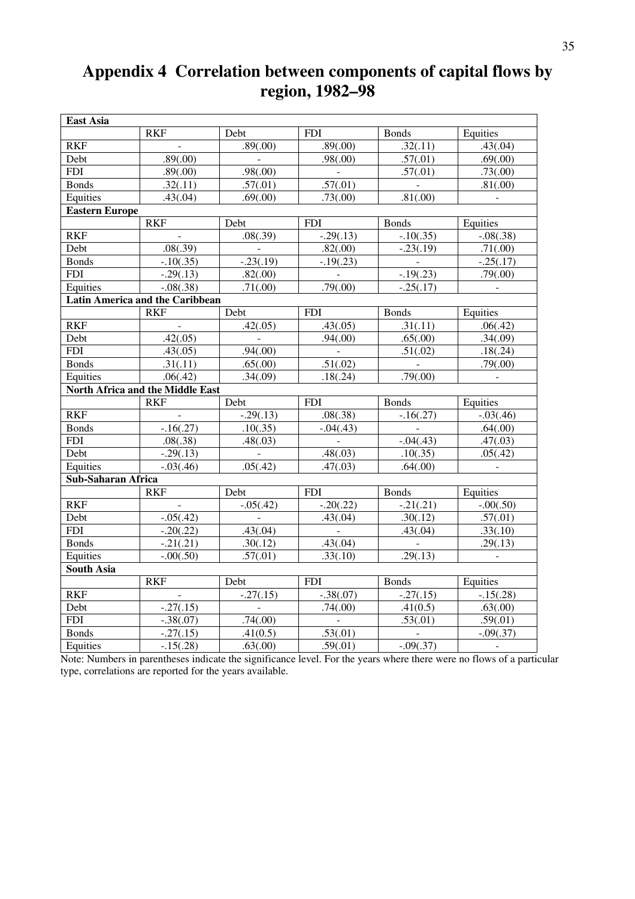# Appendix 4 Correlation between components of capital flows by region, 1982–98

| **East Asia** | | | | | |
|---|---|---|---|---|---|
| | RKF | Debt | FDI | Bonds | Equities |
| RKF | - | .89(.00) | .89(.00) | .32(.11) | .43(.04) |
| Debt | .89(.00) | - | .98(.00) | .57(.01) | .69(.00) |
| FDI | .89(.00) | .98(.00) | - | .57(.01) | .73(.00) |
| Bonds | .32(.11) | .57(.01) | .57(.01) | - | .81(.00) |
| Equities | .43(.04) | .69(.00) | .73(.00) | .81(.00) | - |
| **Eastern Europe** | | | | | |
| | RKF | Debt | FDI | Bonds | Equities |
| RKF | - | .08(.39) | -.29(.13) | -.10(.35) | -.08(.38) |
| Debt | .08(.39) | - | .82(.00) | -.23(.19) | .71(.00) |
| Bonds | -.10(.35) | -.23(.19) | -.19(.23) | - | -.25(.17) |
| FDI | -.29(.13) | .82(.00) | - | -.19(.23) | .79(.00) |
| Equities | -.08(.38) | .71(.00) | .79(.00) | -.25(.17) | - |
| **Latin America and the Caribbean** | | | | | |
| | RKF | Debt | FDI | Bonds | Equities |
| RKF | - | .42(.05) | .43(.05) | .31(.11) | .06(.42) |
| Debt | .42(.05) | - | .94(.00) | .65(.00) | .34(.09) |
| FDI | .43(.05) | .94(.00) | - | .51(.02) | .18(.24) |
| Bonds | .31(.11) | .65(.00) | .51(.02) | - | .79(.00) |
| Equities | .06(.42) | .34(.09) | .18(.24) | .79(.00) | - |
| **North Africa and the Middle East** | | | | | |
| | RKF | Debt | FDI | Bonds | Equities |
| RKF | - | -.29(.13) | .08(.38) | -.16(.27) | -.03(.46) |
| Bonds | -.16(.27) | .10(.35) | -.04(.43) | - | .64(.00) |
| FDI | .08(.38) | .48(.03) | - | -.04(.43) | .47(.03) |
| Debt | -.29(.13) | - | .48(.03) | .10(.35) | .05(.42) |
| Equities | -.03(.46) | .05(.42) | .47(.03) | .64(.00) | - |
| **Sub-Saharan Africa** | | | | | |
| | RKF | Debt | FDI | Bonds | Equities |
| RKF | - | -.05(.42) | -.20(.22) | -.21(.21) | -.00(.50) |
| Debt | -.05(.42) | - | .43(.04) | .30(.12) | .57(.01) |
| FDI | -.20(.22) | .43(.04) | - | .43(.04) | .33(.10) |
| Bonds | -.21(.21) | .30(.12) | .43(.04) | - | .29(.13) |
| Equities | -.00(.50) | .57(.01) | .33(.10) | .29(.13) | - |
| **South Asia** | | | | | |
| | RKF | Debt | FDI | Bonds | Equities |
| RKF | - | -.27(.15) | -.38(.07) | -.27(.15) | -.15(.28) |
| Debt | -.27(.15) | - | .74(.00) | .41(0.5) | .63(.00) |
| FDI | -.38(.07) | .74(.00) | - | .53(.01) | .59(.01) |
| Bonds | -.27(.15) | .41(0.5) | .53(.01) | - | -.09(.37) |
| Equities | -.15(.28) | .63(.00) | .59(.01) | -.09(.37) | - |

Note: Numbers in parentheses indicate the significance level. For the years where there were no flows of a particular type, correlations are reported for the years available.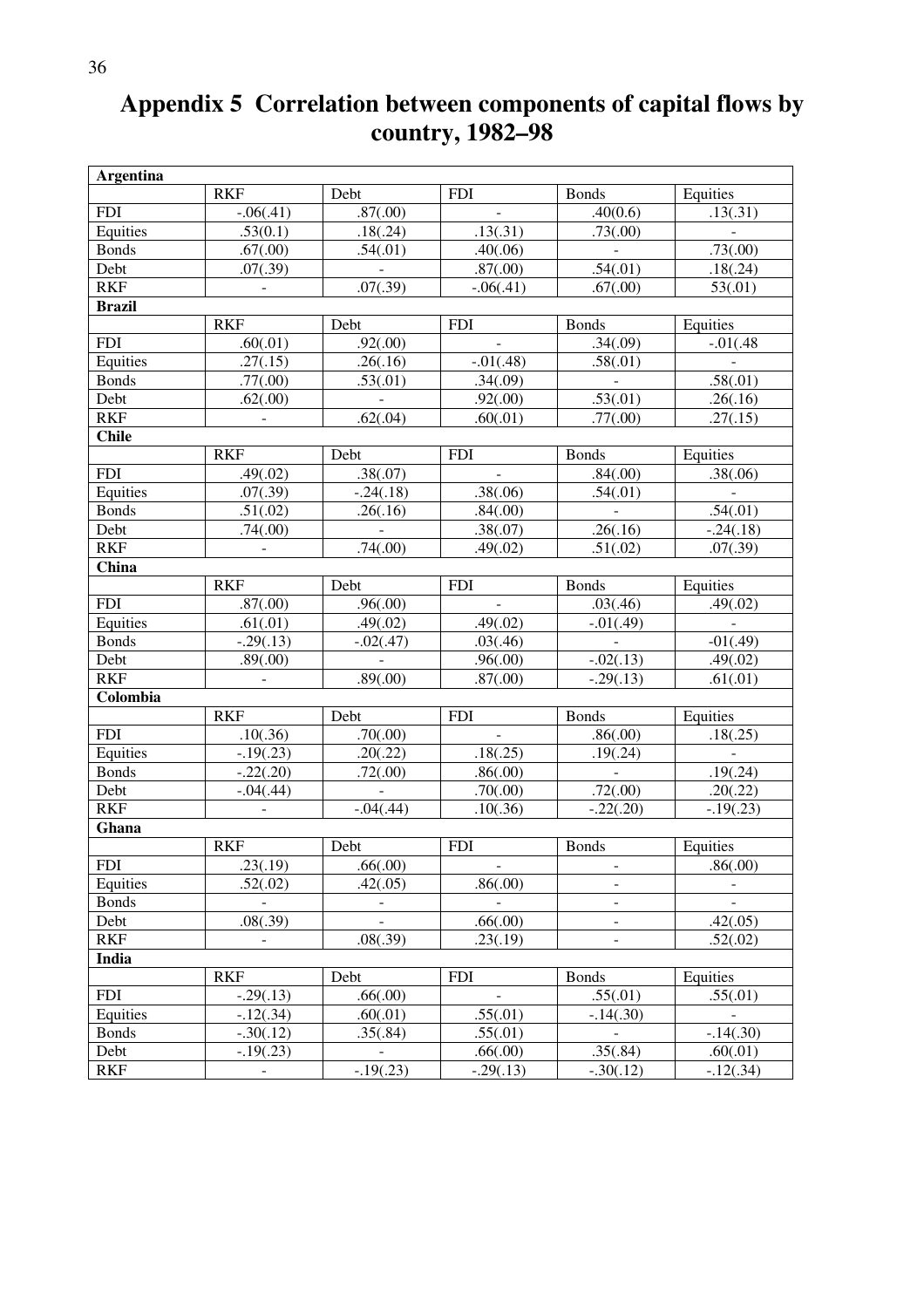# Appendix 5 Correlation between components of capital flows by country, 1982–98

| **Argentina** | | | | | |
|---|---|---|---|---|---|
| | RKF | Debt | FDI | Bonds | Equities |
| FDI | -.06(.41) | .87(.00) | - | .40(0.6) | .13(.31) |
| Equities | .53(0.1) | .18(.24) | .13(.31) | .73(.00) | - |
| Bonds | .67(.00) | .54(.01) | .40(.06) | - | .73(.00) |
| Debt | .07(.39) | - | .87(.00) | .54(.01) | .18(.24) |
| RKF | - | .07(.39) | -.06(.41) | .67(.00) | 53(.01) |
| **Brazil** | | | | | |
| | RKF | Debt | FDI | Bonds | Equities |
| FDI | .60(.01) | .92(.00) | - | .34(.09) | -.01(.48 |
| Equities | .27(.15) | .26(.16) | -.01(.48) | .58(.01) | - |
| Bonds | .77(.00) | .53(.01) | .34(.09) | - | .58(.01) |
| Debt | .62(.00) | - | .92(.00) | .53(.01) | .26(.16) |
| RKF | - | .62(.04) | .60(.01) | .77(.00) | .27(.15) |
| **Chile** | | | | | |
| | RKF | Debt | FDI | Bonds | Equities |
| FDI | .49(.02) | .38(.07) | - | .84(.00) | .38(.06) |
| Equities | .07(.39) | -.24(.18) | .38(.06) | .54(.01) | - |
| Bonds | .51(.02) | .26(.16) | .84(.00) | - | .54(.01) |
| Debt | .74(.00) | - | .38(.07) | .26(.16) | -.24(.18) |
| RKF | - | .74(.00) | .49(.02) | .51(.02) | .07(.39) |
| **China** | | | | | |
| | RKF | Debt | FDI | Bonds | Equities |
| FDI | .87(.00) | .96(.00) | - | .03(.46) | .49(.02) |
| Equities | .61(.01) | .49(.02) | .49(.02) | -.01(.49) | - |
| Bonds | -.29(.13) | -.02(.47) | .03(.46) | - | -01(.49) |
| Debt | .89(.00) | - | .96(.00) | -.02(.13) | .49(.02) |
| RKF | - | .89(.00) | .87(.00) | -.29(.13) | .61(.01) |
| **Colombia** | | | | | |
| | RKF | Debt | FDI | Bonds | Equities |
| FDI | .10(.36) | .70(.00) | - | .86(.00) | .18(.25) |
| Equities | -.19(.23) | .20(.22) | .18(.25) | .19(.24) | - |
| Bonds | -.22(.20) | .72(.00) | .86(.00) | - | .19(.24) |
| Debt | -.04(.44) | - | .70(.00) | .72(.00) | .20(.22) |
| RKF | - | -.04(.44) | .10(.36) | -.22(.20) | -.19(.23) |
| **Ghana** | | | | | |
| | RKF | Debt | FDI | Bonds | Equities |
| FDI | .23(.19) | .66(.00) | - | - | .86(.00) |
| Equities | .52(.02) | .42(.05) | .86(.00) | - | - |
| Bonds | - | - | - | - | - |
| Debt | .08(.39) | - | .66(.00) | - | .42(.05) |
| RKF | - | .08(.39) | .23(.19) | - | .52(.02) |
| **India** | | | | | |
| | RKF | Debt | FDI | Bonds | Equities |
| FDI | -.29(.13) | .66(.00) | - | .55(.01) | .55(.01) |
| Equities | -.12(.34) | .60(.01) | .55(.01) | -.14(.30) | - |
| Bonds | -.30(.12) | .35(.84) | .55(.01) | - | -.14(.30) |
| Debt | -.19(.23) | - | .66(.00) | .35(.84) | .60(.01) |
| RKF | - | -.19(.23) | -.29(.13) | -.30(.12) | -.12(.34) |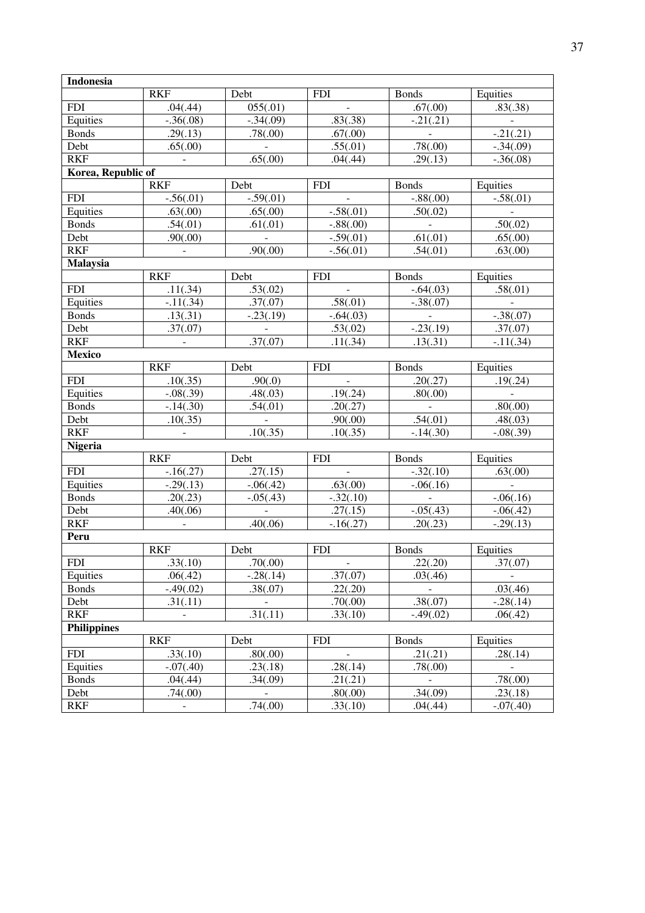| **Indonesia** | | | | | |
|---|---|---|---|---|---|
| | RKF | Debt | FDI | Bonds | Equities |
| FDI | .04(.44) | 055(.01) | - | .67(.00) | .83(.38) |
| Equities | -.36(.08) | -.34(.09) | .83(.38) | -.21(.21) | - |
| Bonds | .29(.13) | .78(.00) | .67(.00) | - | -.21(.21) |
| Debt | .65(.00) | - | .55(.01) | .78(.00) | -.34(.09) |
| RKF | - | .65(.00) | .04(.44) | .29(.13) | -.36(.08) |
| **Korea, Republic of** | | | | | |
| | RKF | Debt | FDI | Bonds | Equities |
| FDI | -.56(.01) | -.59(.01) | - | -.88(.00) | -.58(.01) |
| Equities | .63(.00) | .65(.00) | -.58(.01) | .50(.02) | - |
| Bonds | .54(.01) | .61(.01) | -.88(.00) | - | .50(.02) |
| Debt | .90(.00) | - | -.59(.01) | .61(.01) | .65(.00) |
| RKF | - | .90(.00) | -.56(.01) | .54(.01) | .63(.00) |
| **Malaysia** | | | | | |
| | RKF | Debt | FDI | Bonds | Equities |
| FDI | .11(.34) | .53(.02) | - | -.64(.03) | .58(.01) |
| Equities | -.11(.34) | .37(.07) | .58(.01) | -.38(.07) | - |
| Bonds | .13(.31) | -.23(.19) | -.64(.03) | - | -.38(.07) |
| Debt | .37(.07) | - | .53(.02) | -.23(.19) | .37(.07) |
| RKF | - | .37(.07) | .11(.34) | .13(.31) | -.11(.34) |
| **Mexico** | | | | | |
| | RKF | Debt | FDI | Bonds | Equities |
| FDI | .10(.35) | .90(.0) | - | .20(.27) | .19(.24) |
| Equities | -.08(.39) | .48(.03) | .19(.24) | .80(.00) | - |
| Bonds | -.14(.30) | .54(.01) | .20(.27) | - | .80(.00) |
| Debt | .10(.35) | - | .90(.00) | .54(.01) | .48(.03) |
| RKF | - | .10(.35) | .10(.35) | -.14(.30) | -.08(.39) |
| **Nigeria** | | | | | |
| | RKF | Debt | FDI | Bonds | Equities |
| FDI | -.16(.27) | .27(.15) | - | -.32(.10) | .63(.00) |
| Equities | -.29(.13) | -.06(.42) | .63(.00) | -.06(.16) | - |
| Bonds | .20(.23) | -.05(.43) | -.32(.10) | - | -.06(.16) |
| Debt | .40(.06) | - | .27(.15) | -.05(.43) | -.06(.42) |
| RKF | - | .40(.06) | -.16(.27) | .20(.23) | -.29(.13) |
| **Peru** | | | | | |
| | RKF | Debt | FDI | Bonds | Equities |
| FDI | .33(.10) | .70(.00) | - | .22(.20) | .37(.07) |
| Equities | .06(.42) | -.28(.14) | .37(.07) | .03(.46) | - |
| Bonds | -.49(.02) | .38(.07) | .22(.20) | - | .03(.46) |
| Debt | .31(.11) | - | .70(.00) | .38(.07) | -.28(.14) |
| RKF | - | .31(.11) | .33(.10) | -.49(.02) | .06(.42) |
| **Philippines** | | | | | |
| | RKF | Debt | FDI | Bonds | Equities |
| FDI | .33(.10) | .80(.00) | - | .21(.21) | .28(.14) |
| Equities | -.07(.40) | .23(.18) | .28(.14) | .78(.00) | - |
| Bonds | .04(.44) | .34(.09) | .21(.21) | - | .78(.00) |
| Debt | .74(.00) | - | .80(.00) | .34(.09) | .23(.18) |
| RKF | - | .74(.00) | .33(.10) | .04(.44) | -.07(.40) |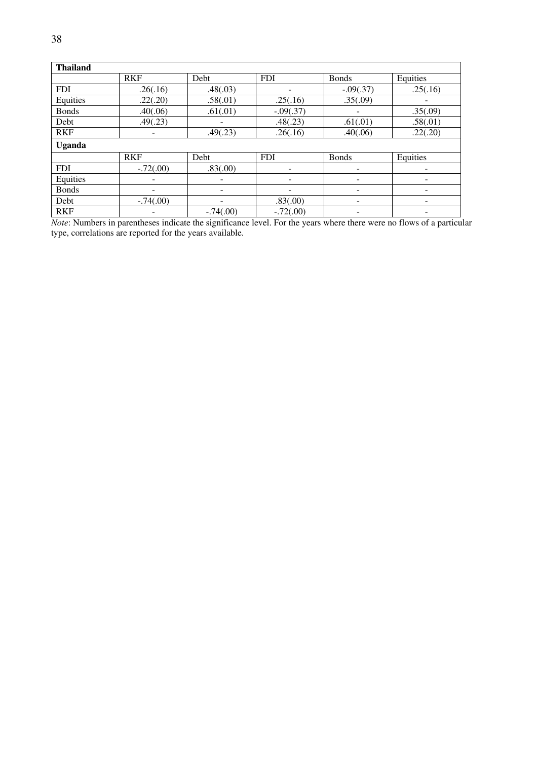| **Thailand** | | | | | |
|---|---|---|---|---|---|
| | RKF | Debt | FDI | Bonds | Equities |
| FDI | .26(.16) | .48(.03) | - | -.09(.37) | .25(.16) |
| Equities | .22(.20) | .58(.01) | .25(.16) | .35(.09) | - |
| Bonds | .40(.06) | .61(.01) | -.09(.37) | - | .35(.09) |
| Debt | .49(.23) | - | .48(.23) | .61(.01) | .58(.01) |
| RKF | - | .49(.23) | .26(.16) | .40(.06) | .22(.20) |
| **Uganda** | | | | | |
| | RKF | Debt | FDI | Bonds | Equities |
| FDI | -.72(.00) | .83(.00) | - | - | - |
| Equities | - | - | - | - | - |
| Bonds | - | - | - | - | - |
| Debt | -.74(.00) | - | .83(.00) | - | - |
| RKF | - | -.74(.00) | -.72(.00) | - | - |

*Note*: Numbers in parentheses indicate the significance level. For the years where there were no flows of a particular type, correlations are reported for the years available.